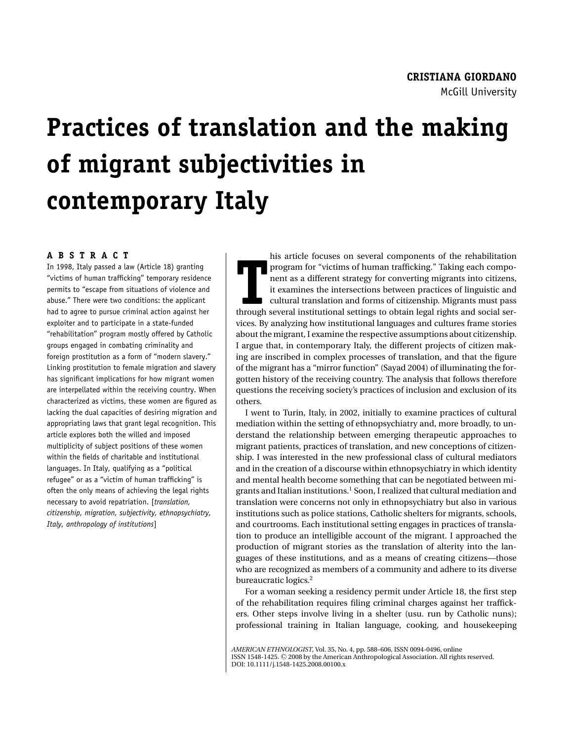**CRISTIANA GIORDANO**
McGill University

# Practices of translation and the making of migrant subjectivities in contemporary Italy

## ABSTRACT

In 1998, Italy passed a law (Article 18) granting "victims of human trafficking" temporary residence permits to "escape from situations of violence and abuse." There were two conditions: the applicant had to agree to pursue criminal action against her exploiter and to participate in a state-funded "rehabilitation" program mostly offered by Catholic groups engaged in combating criminality and foreign prostitution as a form of "modern slavery." Linking prostitution to female migration and slavery has significant implications for how migrant women are interpellated within the receiving country. When characterized as victims, these women are figured as lacking the dual capacities of desiring migration and appropriating laws that grant legal recognition. This article explores both the willed and imposed multiplicity of subject positions of these women within the fields of charitable and institutional languages. In Italy, qualifying as a "political refugee" or as a "victim of human trafficking" is often the only means of achieving the legal rights necessary to avoid repatriation. [*translation, citizenship, migration, subjectivity, ethnopsychiatry, Italy, anthropology of institutions*]

This article focuses on several components of the rehabilitation program for "victims of human trafficking." Taking each component as a different strategy for converting migrants into citizens, it examines the intersections between practices of linguistic and cultural translation and forms of citizenship. Migrants must pass through several institutional settings to obtain legal rights and social services. By analyzing how institutional languages and cultures frame stories about the migrant, I examine the respective assumptions about citizenship. I argue that, in contemporary Italy, the different projects of citizen making are inscribed in complex processes of translation, and that the figure of the migrant has a "mirror function" (Sayad 2004) of illuminating the forgotten history of the receiving country. The analysis that follows therefore questions the receiving society's practices of inclusion and exclusion of its others.

I went to Turin, Italy, in 2002, initially to examine practices of cultural mediation within the setting of ethnopsychiatry and, more broadly, to understand the relationship between emerging therapeutic approaches to migrant patients, practices of translation, and new conceptions of citizenship. I was interested in the new professional class of cultural mediators and in the creation of a discourse within ethnopsychiatry in which identity and mental health become something that can be negotiated between migrants and Italian institutions.[1] Soon, I realized that cultural mediation and translation were concerns not only in ethnopsychiatry but also in various institutions such as police stations, Catholic shelters for migrants, schools, and courtrooms. Each institutional setting engages in practices of translation to produce an intelligible account of the migrant. I approached the production of migrant stories as the translation of alterity into the languages of these institutions, and as a means of creating citizens—those who are recognized as members of a community and adhere to its diverse bureaucratic logics.[2]

For a woman seeking a residency permit under Article 18, the first step of the rehabilitation requires filing criminal charges against her traffickers. Other steps involve living in a shelter (usu. run by Catholic nuns); professional training in Italian language, cooking, and housekeeping

*AMERICAN ETHNOLOGIST*, Vol. 35, No. 4, pp. 588–606, ISSN 0094-0496, online ISSN 1548-1425. © 2008 by the American Anthropological Association. All rights reserved. DOI: 10.1111/j.1548-1425.2008.00100.x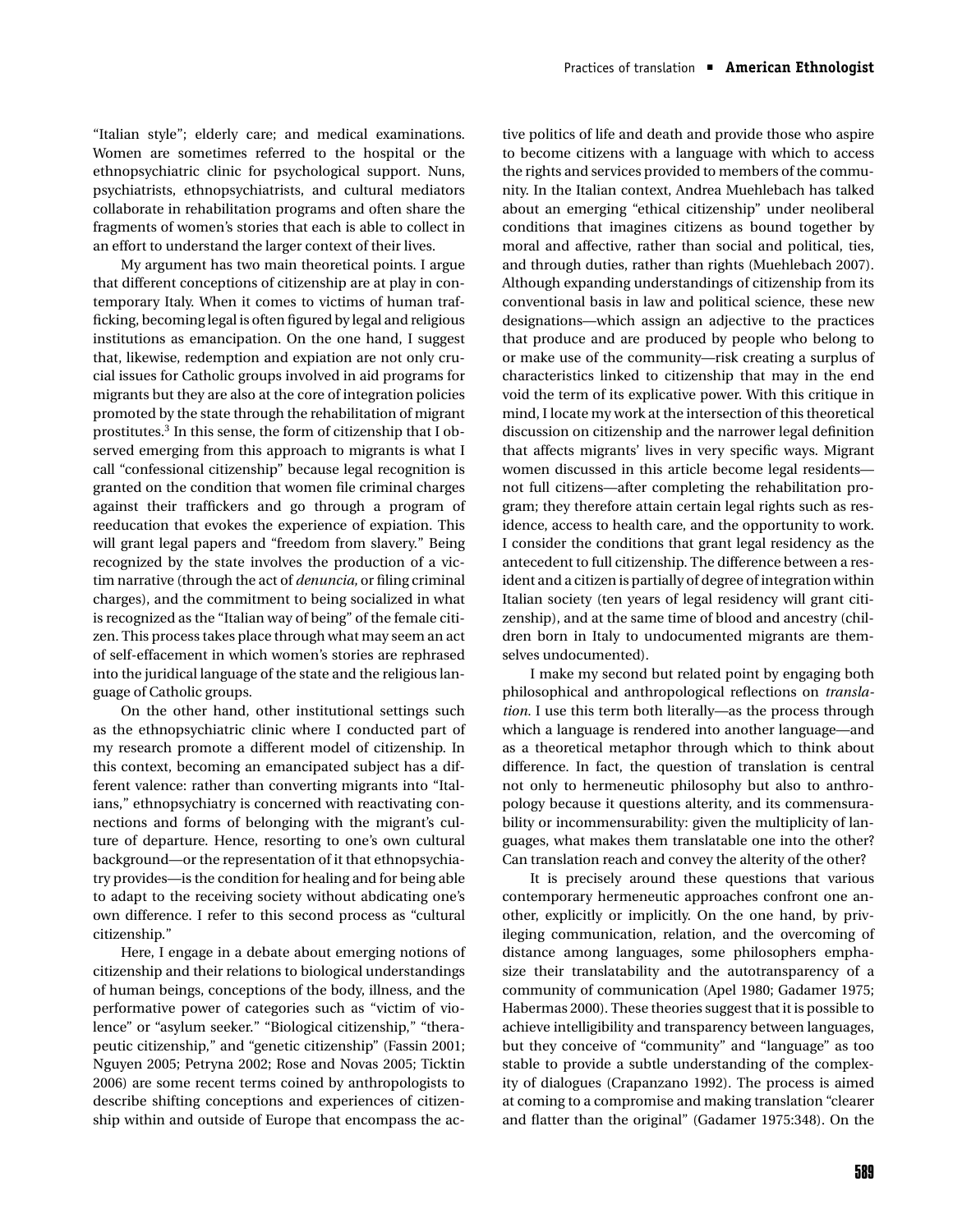"Italian style"; elderly care; and medical examinations. Women are sometimes referred to the hospital or the ethnopsychiatric clinic for psychological support. Nuns, psychiatrists, ethnopsychiatrists, and cultural mediators collaborate in rehabilitation programs and often share the fragments of women's stories that each is able to collect in an effort to understand the larger context of their lives.

My argument has two main theoretical points. I argue that different conceptions of citizenship are at play in contemporary Italy. When it comes to victims of human trafficking, becoming legal is often figured by legal and religious institutions as emancipation. On the one hand, I suggest that, likewise, redemption and expiation are not only crucial issues for Catholic groups involved in aid programs for migrants but they are also at the core of integration policies promoted by the state through the rehabilitation of migrant prostitutes.[3] In this sense, the form of citizenship that I observed emerging from this approach to migrants is what I call "confessional citizenship" because legal recognition is granted on the condition that women file criminal charges against their traffickers and go through a program of reeducation that evokes the experience of expiation. This will grant legal papers and "freedom from slavery." Being recognized by the state involves the production of a victim narrative (through the act of *denuncia,* or filing criminal charges), and the commitment to being socialized in what is recognized as the "Italian way of being" of the female citizen. This process takes place through what may seem an act of self-effacement in which women's stories are rephrased into the juridical language of the state and the religious language of Catholic groups.

On the other hand, other institutional settings such as the ethnopsychiatric clinic where I conducted part of my research promote a different model of citizenship. In this context, becoming an emancipated subject has a different valence: rather than converting migrants into "Italians," ethnopsychiatry is concerned with reactivating connections and forms of belonging with the migrant's culture of departure. Hence, resorting to one's own cultural background—or the representation of it that ethnopsychiatry provides—is the condition for healing and for being able to adapt to the receiving society without abdicating one's own difference. I refer to this second process as "cultural citizenship."

Here, I engage in a debate about emerging notions of citizenship and their relations to biological understandings of human beings, conceptions of the body, illness, and the performative power of categories such as "victim of violence" or "asylum seeker." "Biological citizenship," "therapeutic citizenship," and "genetic citizenship" (Fassin 2001; Nguyen 2005; Petryna 2002; Rose and Novas 2005; Ticktin 2006) are some recent terms coined by anthropologists to describe shifting conceptions and experiences of citizenship within and outside of Europe that encompass the active politics of life and death and provide those who aspire to become citizens with a language with which to access the rights and services provided to members of the community. In the Italian context, Andrea Muehlebach has talked about an emerging "ethical citizenship" under neoliberal conditions that imagines citizens as bound together by moral and affective, rather than social and political, ties, and through duties, rather than rights (Muehlebach 2007). Although expanding understandings of citizenship from its conventional basis in law and political science, these new designations—which assign an adjective to the practices that produce and are produced by people who belong to or make use of the community—risk creating a surplus of characteristics linked to citizenship that may in the end void the term of its explicative power. With this critique in mind, I locate my work at the intersection of this theoretical discussion on citizenship and the narrower legal definition that affects migrants' lives in very specific ways. Migrant women discussed in this article become legal residents—not full citizens—after completing the rehabilitation program; they therefore attain certain legal rights such as residence, access to health care, and the opportunity to work. I consider the conditions that grant legal residency as the antecedent to full citizenship. The difference between a resident and a citizen is partially of degree of integration within Italian society (ten years of legal residency will grant citizenship), and at the same time of blood and ancestry (children born in Italy to undocumented migrants are themselves undocumented).

I make my second but related point by engaging both philosophical and anthropological reflections on *translation.* I use this term both literally—as the process through which a language is rendered into another language—and as a theoretical metaphor through which to think about difference. In fact, the question of translation is central not only to hermeneutic philosophy but also to anthropology because it questions alterity, and its commensurability or incommensurability: given the multiplicity of languages, what makes them translatable one into the other? Can translation reach and convey the alterity of the other?

It is precisely around these questions that various contemporary hermeneutic approaches confront one another, explicitly or implicitly. On the one hand, by privileging communication, relation, and the overcoming of distance among languages, some philosophers emphasize their translatability and the autotransparency of a community of communication (Apel 1980; Gadamer 1975; Habermas 2000). These theories suggest that it is possible to achieve intelligibility and transparency between languages, but they conceive of "community" and "language" as too stable to provide a subtle understanding of the complexity of dialogues (Crapanzano 1992). The process is aimed at coming to a compromise and making translation "clearer and flatter than the original" (Gadamer 1975:348). On the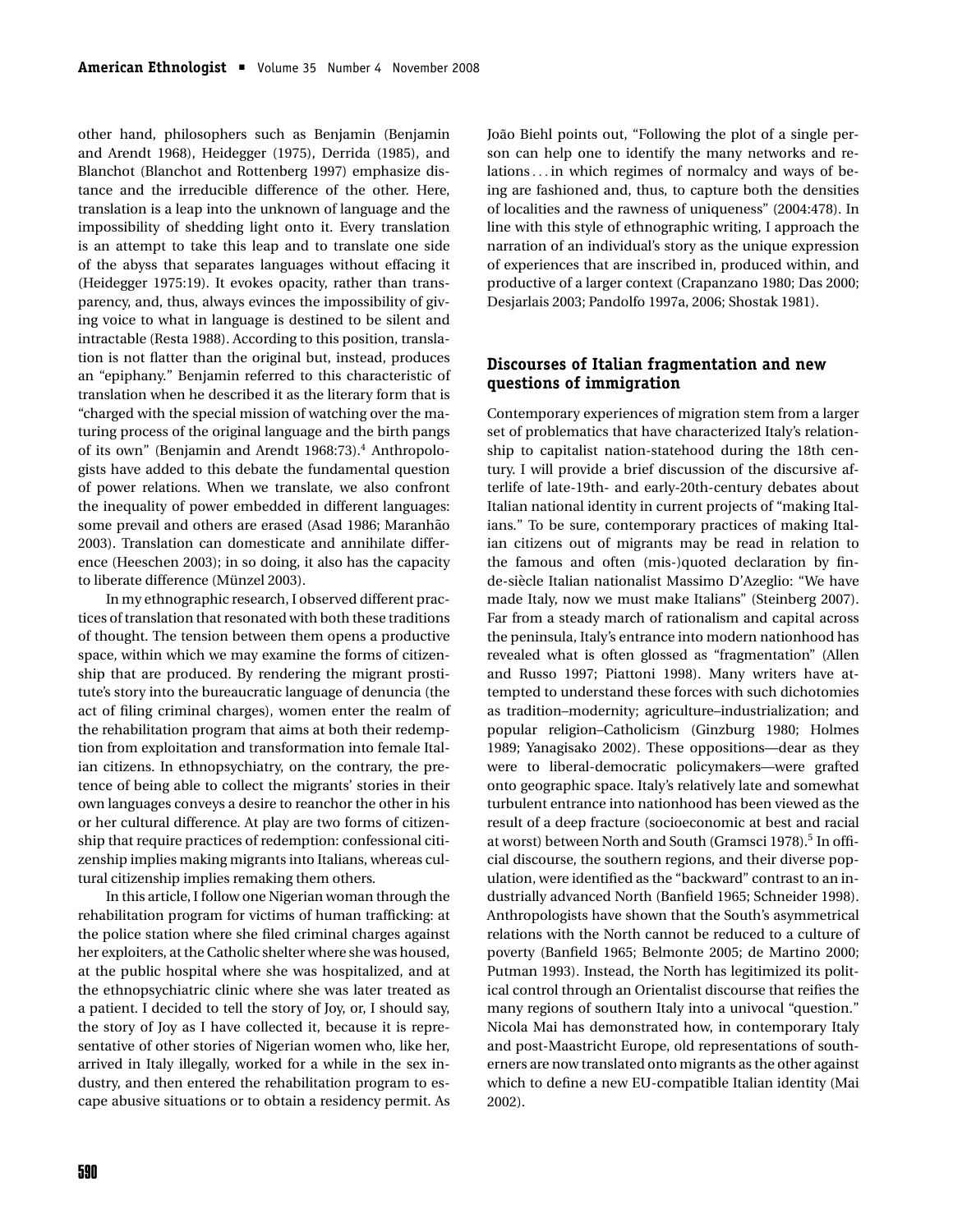other hand, philosophers such as Benjamin (Benjamin and Arendt 1968), Heidegger (1975), Derrida (1985), and Blanchot (Blanchot and Rottenberg 1997) emphasize distance and the irreducible difference of the other. Here, translation is a leap into the unknown of language and the impossibility of shedding light onto it. Every translation is an attempt to take this leap and to translate one side of the abyss that separates languages without effacing it (Heidegger 1975:19). It evokes opacity, rather than transparency, and, thus, always evinces the impossibility of giving voice to what in language is destined to be silent and intractable (Resta 1988). According to this position, translation is not flatter than the original but, instead, produces an "epiphany." Benjamin referred to this characteristic of translation when he described it as the literary form that is "charged with the special mission of watching over the maturing process of the original language and the birth pangs of its own" (Benjamin and Arendt 1968:73).[4] Anthropologists have added to this debate the fundamental question of power relations. When we translate, we also confront the inequality of power embedded in different languages: some prevail and others are erased (Asad 1986; Maranhão 2003). Translation can domesticate and annihilate difference (Heeschen 2003); in so doing, it also has the capacity to liberate difference (Münzel 2003).

In my ethnographic research, I observed different practices of translation that resonated with both these traditions of thought. The tension between them opens a productive space, within which we may examine the forms of citizenship that are produced. By rendering the migrant prostitute's story into the bureaucratic language of denuncia (the act of filing criminal charges), women enter the realm of the rehabilitation program that aims at both their redemption from exploitation and transformation into female Italian citizens. In ethnopsychiatry, on the contrary, the pretence of being able to collect the migrants' stories in their own languages conveys a desire to reanchor the other in his or her cultural difference. At play are two forms of citizenship that require practices of redemption: confessional citizenship implies making migrants into Italians, whereas cultural citizenship implies remaking them others.

In this article, I follow one Nigerian woman through the rehabilitation program for victims of human trafficking: at the police station where she filed criminal charges against her exploiters, at the Catholic shelter where she was housed, at the public hospital where she was hospitalized, and at the ethnopsychiatric clinic where she was later treated as a patient. I decided to tell the story of Joy, or, I should say, the story of Joy as I have collected it, because it is representative of other stories of Nigerian women who, like her, arrived in Italy illegally, worked for a while in the sex industry, and then entered the rehabilitation program to escape abusive situations or to obtain a residency permit. As João Biehl points out, "Following the plot of a single person can help one to identify the many networks and relations . . . in which regimes of normalcy and ways of being are fashioned and, thus, to capture both the densities of localities and the rawness of uniqueness" (2004:478). In line with this style of ethnographic writing, I approach the narration of an individual's story as the unique expression of experiences that are inscribed in, produced within, and productive of a larger context (Crapanzano 1980; Das 2000; Desjarlais 2003; Pandolfo 1997a, 2006; Shostak 1981).

## Discourses of Italian fragmentation and new questions of immigration

Contemporary experiences of migration stem from a larger set of problematics that have characterized Italy's relationship to capitalist nation-statehood during the 18th century. I will provide a brief discussion of the discursive afterlife of late-19th- and early-20th-century debates about Italian national identity in current projects of "making Italians." To be sure, contemporary practices of making Italian citizens out of migrants may be read in relation to the famous and often (mis-)quoted declaration by fin-de-siècle Italian nationalist Massimo D'Azeglio: "We have made Italy, now we must make Italians" (Steinberg 2007). Far from a steady march of rationalism and capital across the peninsula, Italy's entrance into modern nationhood has revealed what is often glossed as "fragmentation" (Allen and Russo 1997; Piattoni 1998). Many writers have attempted to understand these forces with such dichotomies as tradition–modernity; agriculture–industrialization; and popular religion–Catholicism (Ginzburg 1980; Holmes 1989; Yanagisako 2002). These oppositions—dear as they were to liberal-democratic policymakers—were grafted onto geographic space. Italy's relatively late and somewhat turbulent entrance into nationhood has been viewed as the result of a deep fracture (socioeconomic at best and racial at worst) between North and South (Gramsci 1978).[5] In official discourse, the southern regions, and their diverse population, were identified as the "backward" contrast to an industrially advanced North (Banfield 1965; Schneider 1998). Anthropologists have shown that the South's asymmetrical relations with the North cannot be reduced to a culture of poverty (Banfield 1965; Belmonte 2005; de Martino 2000; Putman 1993). Instead, the North has legitimized its political control through an Orientalist discourse that reifies the many regions of southern Italy into a univocal "question." Nicola Mai has demonstrated how, in contemporary Italy and post-Maastricht Europe, old representations of southerners are now translated onto migrants as the other against which to define a new EU-compatible Italian identity (Mai 2002).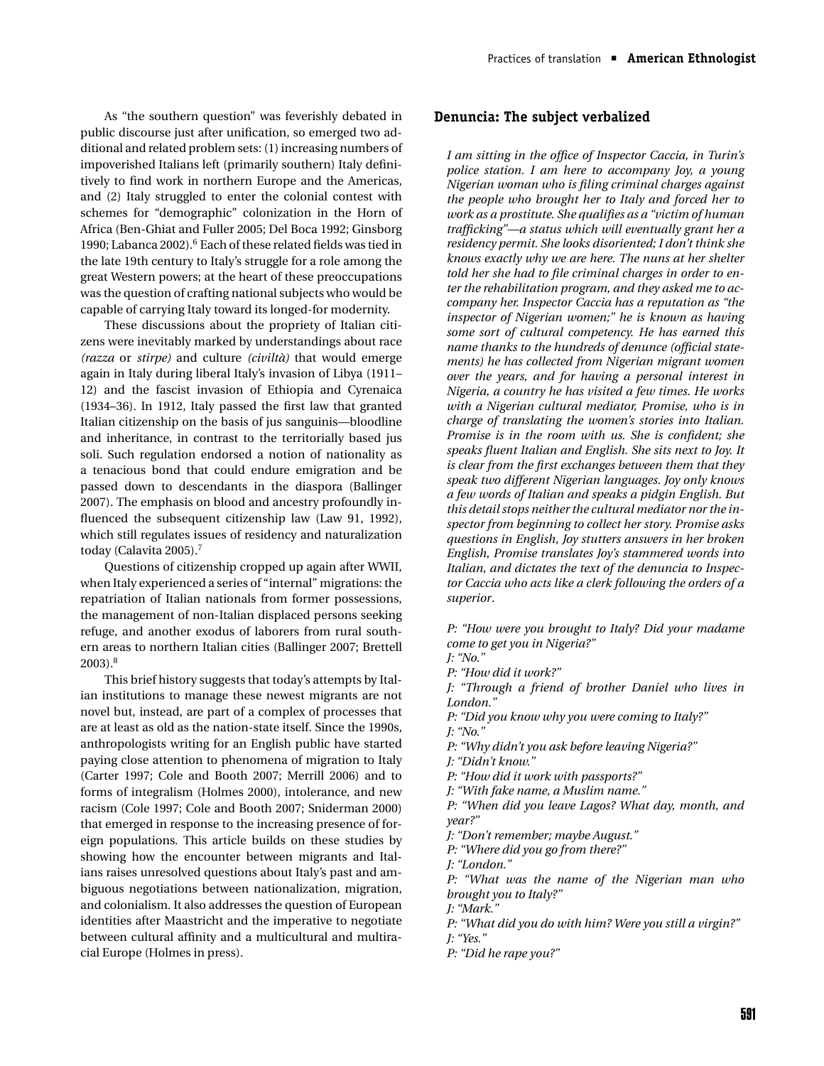As "the southern question" was feverishly debated in public discourse just after unification, so emerged two additional and related problem sets: (1) increasing numbers of impoverished Italians left (primarily southern) Italy definitively to find work in northern Europe and the Americas, and (2) Italy struggled to enter the colonial contest with schemes for "demographic" colonization in the Horn of Africa (Ben-Ghiat and Fuller 2005; Del Boca 1992; Ginsborg 1990; Labanca 2002).[6] Each of these related fields was tied in the late 19th century to Italy's struggle for a role among the great Western powers; at the heart of these preoccupations was the question of crafting national subjects who would be capable of carrying Italy toward its longed-for modernity.

These discussions about the propriety of Italian citizens were inevitably marked by understandings about race *(razza* or *stirpe)* and culture *(civiltà)* that would emerge again in Italy during liberal Italy's invasion of Libya (1911–12) and the fascist invasion of Ethiopia and Cyrenaica (1934–36). In 1912, Italy passed the first law that granted Italian citizenship on the basis of jus sanguinis—bloodline and inheritance, in contrast to the territorially based jus soli. Such regulation endorsed a notion of nationality as a tenacious bond that could endure emigration and be passed down to descendants in the diaspora (Ballinger 2007). The emphasis on blood and ancestry profoundly influenced the subsequent citizenship law (Law 91, 1992), which still regulates issues of residency and naturalization today (Calavita 2005).[7]

Questions of citizenship cropped up again after WWII, when Italy experienced a series of "internal" migrations: the repatriation of Italian nationals from former possessions, the management of non-Italian displaced persons seeking refuge, and another exodus of laborers from rural southern areas to northern Italian cities (Ballinger 2007; Brettell 2003).[8]

This brief history suggests that today's attempts by Italian institutions to manage these newest migrants are not novel but, instead, are part of a complex of processes that are at least as old as the nation-state itself. Since the 1990s, anthropologists writing for an English public have started paying close attention to phenomena of migration to Italy (Carter 1997; Cole and Booth 2007; Merrill 2006) and to forms of integralism (Holmes 2000), intolerance, and new racism (Cole 1997; Cole and Booth 2007; Sniderman 2000) that emerged in response to the increasing presence of foreign populations. This article builds on these studies by showing how the encounter between migrants and Italians raises unresolved questions about Italy's past and ambiguous negotiations between nationalization, migration, and colonialism. It also addresses the question of European identities after Maastricht and the imperative to negotiate between cultural affinity and a multicultural and multiracial Europe (Holmes in press).

## Denuncia: The subject verbalized

*I am sitting in the office of Inspector Caccia, in Turin's police station. I am here to accompany Joy, a young Nigerian woman who is filing criminal charges against the people who brought her to Italy and forced her to work as a prostitute. She qualifies as a "victim of human trafficking"—a status which will eventually grant her a residency permit. She looks disoriented; I don't think she knows exactly why we are here. The nuns at her shelter told her she had to file criminal charges in order to enter the rehabilitation program, and they asked me to accompany her. Inspector Caccia has a reputation as "the inspector of Nigerian women;" he is known as having some sort of cultural competency. He has earned this name thanks to the hundreds of denunce (official statements) he has collected from Nigerian migrant women over the years, and for having a personal interest in Nigeria, a country he has visited a few times. He works with a Nigerian cultural mediator, Promise, who is in charge of translating the women's stories into Italian. Promise is in the room with us. She is confident; she speaks fluent Italian and English. She sits next to Joy. It is clear from the first exchanges between them that they speak two different Nigerian languages. Joy only knows a few words of Italian and speaks a pidgin English. But this detail stops neither the cultural mediator nor the inspector from beginning to collect her story. Promise asks questions in English, Joy stutters answers in her broken English, Promise translates Joy's stammered words into Italian, and dictates the text of the denuncia to Inspector Caccia who acts like a clerk following the orders of a superior.*

*P: "How were you brought to Italy? Did your madame come to get you in Nigeria?"*
*J: "No."*
*P: "How did it work?"*
*J: "Through a friend of brother Daniel who lives in London."*
*P: "Did you know why you were coming to Italy?"*
*J: "No."*
*P: "Why didn't you ask before leaving Nigeria?"*
*J: "Didn't know."*
*P: "How did it work with passports?"*
*J: "With fake name, a Muslim name."*
*P: "When did you leave Lagos? What day, month, and year?"*
*J: "Don't remember; maybe August."*
*P: "Where did you go from there?"*
*J: "London."*
*P: "What was the name of the Nigerian man who brought you to Italy?"*
*J: "Mark."*
*P: "What did you do with him? Were you still a virgin?"*
*J: "Yes."*
*P: "Did he rape you?"*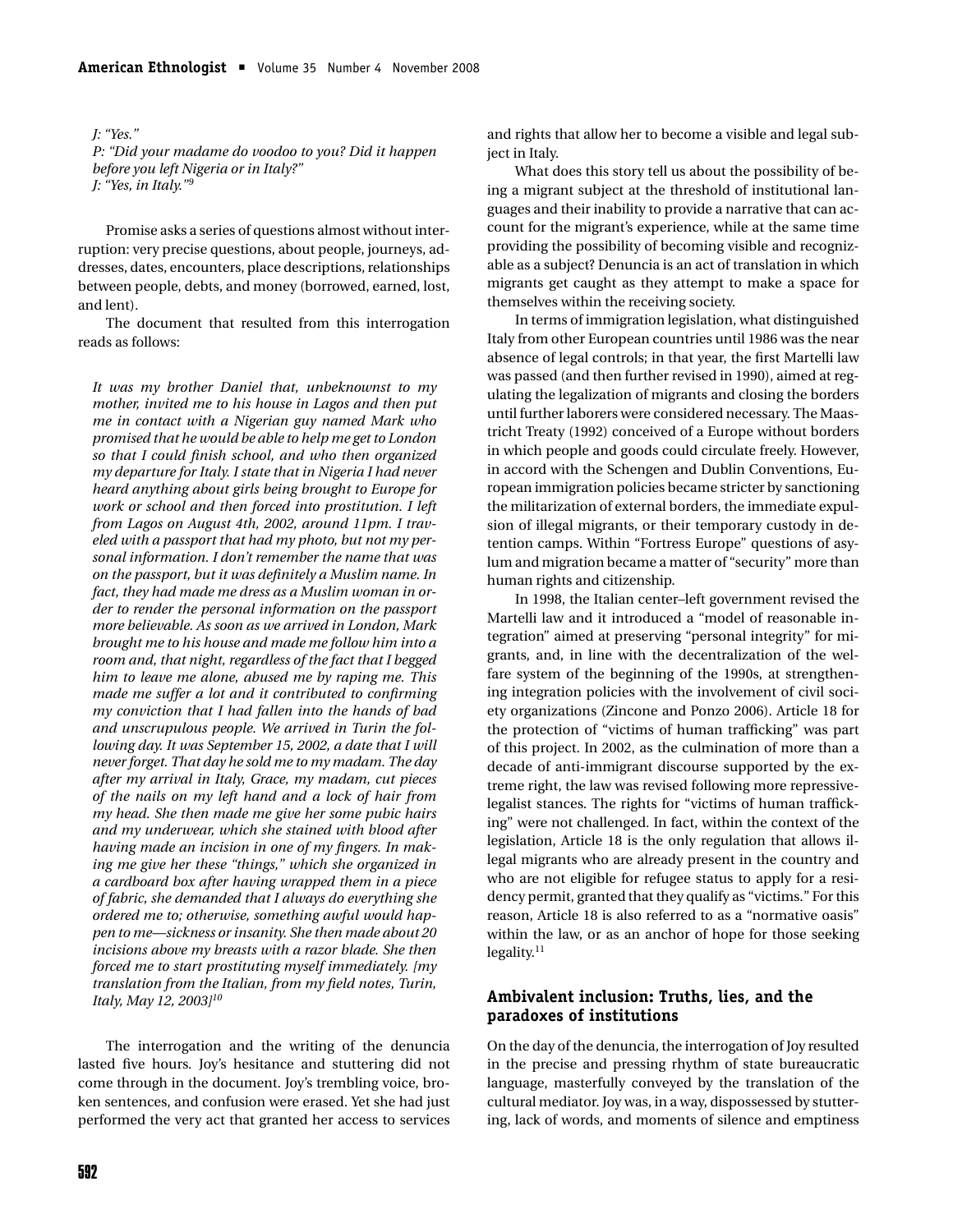*J: "Yes."*
*P: "Did your madame do voodoo to you? Did it happen before you left Nigeria or in Italy?"*
*J: "Yes, in Italy."*[9]

Promise asks a series of questions almost without interruption: very precise questions, about people, journeys, addresses, dates, encounters, place descriptions, relationships between people, debts, and money (borrowed, earned, lost, and lent).

The document that resulted from this interrogation reads as follows:

*It was my brother Daniel that, unbeknownst to my mother, invited me to his house in Lagos and then put me in contact with a Nigerian guy named Mark who promised that he would be able to help me get to London so that I could finish school, and who then organized my departure for Italy. I state that in Nigeria I had never heard anything about girls being brought to Europe for work or school and then forced into prostitution. I left from Lagos on August 4th, 2002, around 11pm. I traveled with a passport that had my photo, but not my personal information. I don't remember the name that was on the passport, but it was definitely a Muslim name. In fact, they had made me dress as a Muslim woman in order to render the personal information on the passport more believable. As soon as we arrived in London, Mark brought me to his house and made me follow him into a room and, that night, regardless of the fact that I begged him to leave me alone, abused me by raping me. This made me suffer a lot and it contributed to confirming my conviction that I had fallen into the hands of bad and unscrupulous people. We arrived in Turin the following day. It was September 15, 2002, a date that I will never forget. That day he sold me to my madam. The day after my arrival in Italy, Grace, my madam, cut pieces of the nails on my left hand and a lock of hair from my head. She then made me give her some pubic hairs and my underwear, which she stained with blood after having made an incision in one of my fingers. In making me give her these "things," which she organized in a cardboard box after having wrapped them in a piece of fabric, she demanded that I always do everything she ordered me to; otherwise, something awful would happen to me—sickness or insanity. She then made about 20 incisions above my breasts with a razor blade. She then forced me to start prostituting myself immediately. [my translation from the Italian, from my field notes, Turin, Italy, May 12, 2003]*[10]

The interrogation and the writing of the denuncia lasted five hours. Joy's hesitance and stuttering did not come through in the document. Joy's trembling voice, broken sentences, and confusion were erased. Yet she had just performed the very act that granted her access to services and rights that allow her to become a visible and legal subject in Italy.

What does this story tell us about the possibility of being a migrant subject at the threshold of institutional languages and their inability to provide a narrative that can account for the migrant's experience, while at the same time providing the possibility of becoming visible and recognizable as a subject? Denuncia is an act of translation in which migrants get caught as they attempt to make a space for themselves within the receiving society.

In terms of immigration legislation, what distinguished Italy from other European countries until 1986 was the near absence of legal controls; in that year, the first Martelli law was passed (and then further revised in 1990), aimed at regulating the legalization of migrants and closing the borders until further laborers were considered necessary. The Maastricht Treaty (1992) conceived of a Europe without borders in which people and goods could circulate freely. However, in accord with the Schengen and Dublin Conventions, European immigration policies became stricter by sanctioning the militarization of external borders, the immediate expulsion of illegal migrants, or their temporary custody in detention camps. Within "Fortress Europe" questions of asylum and migration became a matter of "security" more than human rights and citizenship.

In 1998, the Italian center–left government revised the Martelli law and it introduced a "model of reasonable integration" aimed at preserving "personal integrity" for migrants, and, in line with the decentralization of the welfare system of the beginning of the 1990s, at strengthening integration policies with the involvement of civil society organizations (Zincone and Ponzo 2006). Article 18 for the protection of "victims of human trafficking" was part of this project. In 2002, as the culmination of more than a decade of anti-immigrant discourse supported by the extreme right, the law was revised following more repressive-legalist stances. The rights for "victims of human trafficking" were not challenged. In fact, within the context of the legislation, Article 18 is the only regulation that allows illegal migrants who are already present in the country and who are not eligible for refugee status to apply for a residency permit, granted that they qualify as "victims." For this reason, Article 18 is also referred to as a "normative oasis" within the law, or as an anchor of hope for those seeking legality.[11]

## Ambivalent inclusion: Truths, lies, and the paradoxes of institutions

On the day of the denuncia, the interrogation of Joy resulted in the precise and pressing rhythm of state bureaucratic language, masterfully conveyed by the translation of the cultural mediator. Joy was, in a way, dispossessed by stuttering, lack of words, and moments of silence and emptiness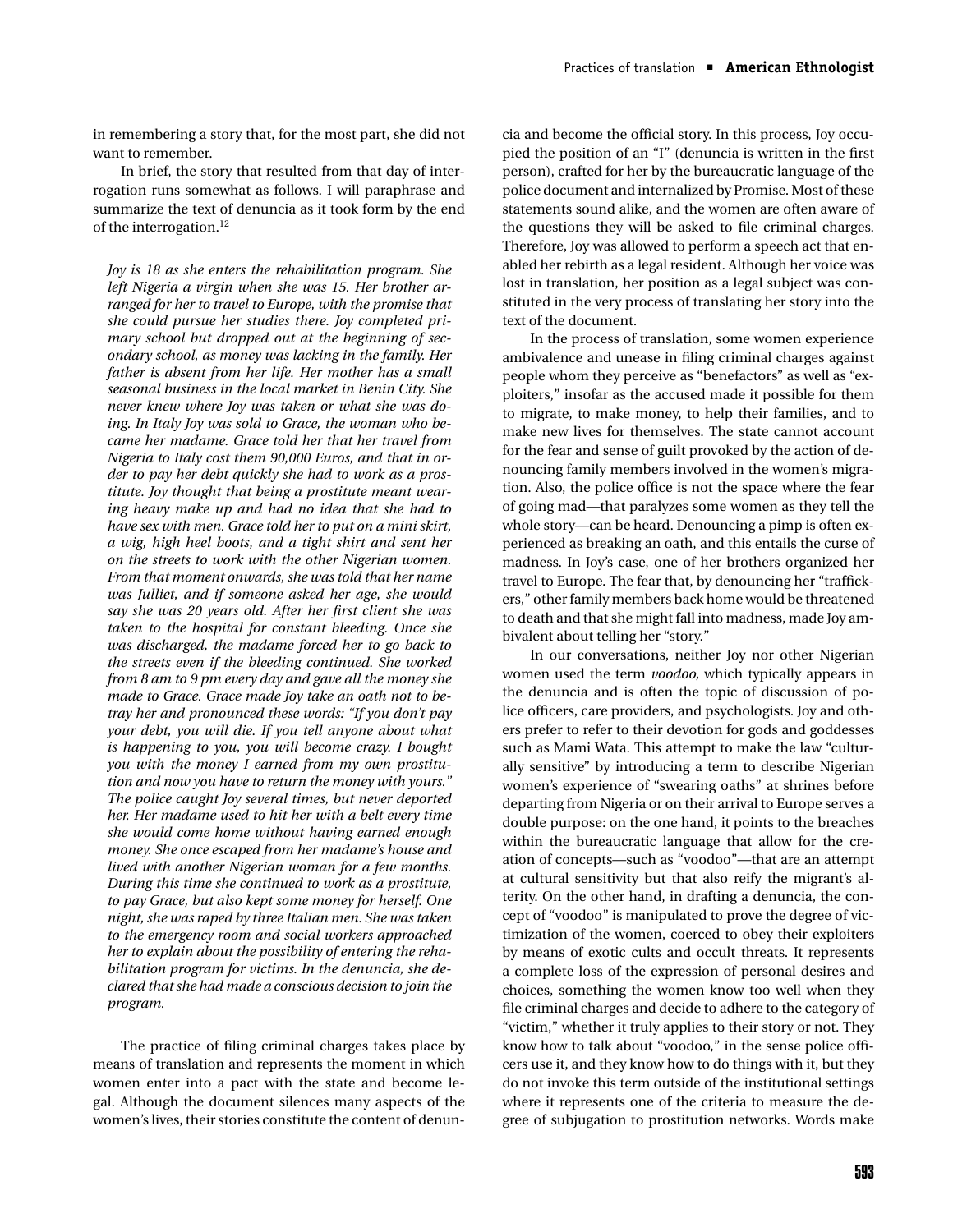in remembering a story that, for the most part, she did not want to remember.

In brief, the story that resulted from that day of interrogation runs somewhat as follows. I will paraphrase and summarize the text of denuncia as it took form by the end of the interrogation.[12]

*Joy is 18 as she enters the rehabilitation program. She left Nigeria a virgin when she was 15. Her brother arranged for her to travel to Europe, with the promise that she could pursue her studies there. Joy completed primary school but dropped out at the beginning of secondary school, as money was lacking in the family. Her father is absent from her life. Her mother has a small seasonal business in the local market in Benin City. She never knew where Joy was taken or what she was doing. In Italy Joy was sold to Grace, the woman who became her madame. Grace told her that her travel from Nigeria to Italy cost them 90,000 Euros, and that in order to pay her debt quickly she had to work as a prostitute. Joy thought that being a prostitute meant wearing heavy make up and had no idea that she had to have sex with men. Grace told her to put on a mini skirt, a wig, high heel boots, and a tight shirt and sent her on the streets to work with the other Nigerian women. From that moment onwards, she was told that her name was Julliet, and if someone asked her age, she would say she was 20 years old. After her first client she was taken to the hospital for constant bleeding. Once she was discharged, the madame forced her to go back to the streets even if the bleeding continued. She worked from 8 am to 9 pm every day and gave all the money she made to Grace. Grace made Joy take an oath not to betray her and pronounced these words: "If you don't pay your debt, you will die. If you tell anyone about what is happening to you, you will become crazy. I bought you with the money I earned from my own prostitution and now you have to return the money with yours." The police caught Joy several times, but never deported her. Her madame used to hit her with a belt every time she would come home without having earned enough money. She once escaped from her madame's house and lived with another Nigerian woman for a few months. During this time she continued to work as a prostitute, to pay Grace, but also kept some money for herself. One night, she was raped by three Italian men. She was taken to the emergency room and social workers approached her to explain about the possibility of entering the rehabilitation program for victims. In the denuncia, she declared that she had made a conscious decision to join the program.*

The practice of filing criminal charges takes place by means of translation and represents the moment in which women enter into a pact with the state and become legal. Although the document silences many aspects of the women's lives, their stories constitute the content of denuncia and become the official story. In this process, Joy occupied the position of an "I" (denuncia is written in the first person), crafted for her by the bureaucratic language of the police document and internalized by Promise. Most of these statements sound alike, and the women are often aware of the questions they will be asked to file criminal charges. Therefore, Joy was allowed to perform a speech act that enabled her rebirth as a legal resident. Although her voice was lost in translation, her position as a legal subject was constituted in the very process of translating her story into the text of the document.

In the process of translation, some women experience ambivalence and unease in filing criminal charges against people whom they perceive as "benefactors" as well as "exploiters," insofar as the accused made it possible for them to migrate, to make money, to help their families, and to make new lives for themselves. The state cannot account for the fear and sense of guilt provoked by the action of denouncing family members involved in the women's migration. Also, the police office is not the space where the fear of going mad—that paralyzes some women as they tell the whole story—can be heard. Denouncing a pimp is often experienced as breaking an oath, and this entails the curse of madness. In Joy's case, one of her brothers organized her travel to Europe. The fear that, by denouncing her "traffickers," other family members back home would be threatened to death and that she might fall into madness, made Joy ambivalent about telling her "story."

In our conversations, neither Joy nor other Nigerian women used the term *voodoo,* which typically appears in the denuncia and is often the topic of discussion of police officers, care providers, and psychologists. Joy and others prefer to refer to their devotion for gods and goddesses such as Mami Wata. This attempt to make the law "culturally sensitive" by introducing a term to describe Nigerian women's experience of "swearing oaths" at shrines before departing from Nigeria or on their arrival to Europe serves a double purpose: on the one hand, it points to the breaches within the bureaucratic language that allow for the creation of concepts—such as "voodoo"—that are an attempt at cultural sensitivity but that also reify the migrant's alterity. On the other hand, in drafting a denuncia, the concept of "voodoo" is manipulated to prove the degree of victimization of the women, coerced to obey their exploiters by means of exotic cults and occult threats. It represents a complete loss of the expression of personal desires and choices, something the women know too well when they file criminal charges and decide to adhere to the category of "victim," whether it truly applies to their story or not. They know how to talk about "voodoo," in the sense police officers use it, and they know how to do things with it, but they do not invoke this term outside of the institutional settings where it represents one of the criteria to measure the degree of subjugation to prostitution networks. Words make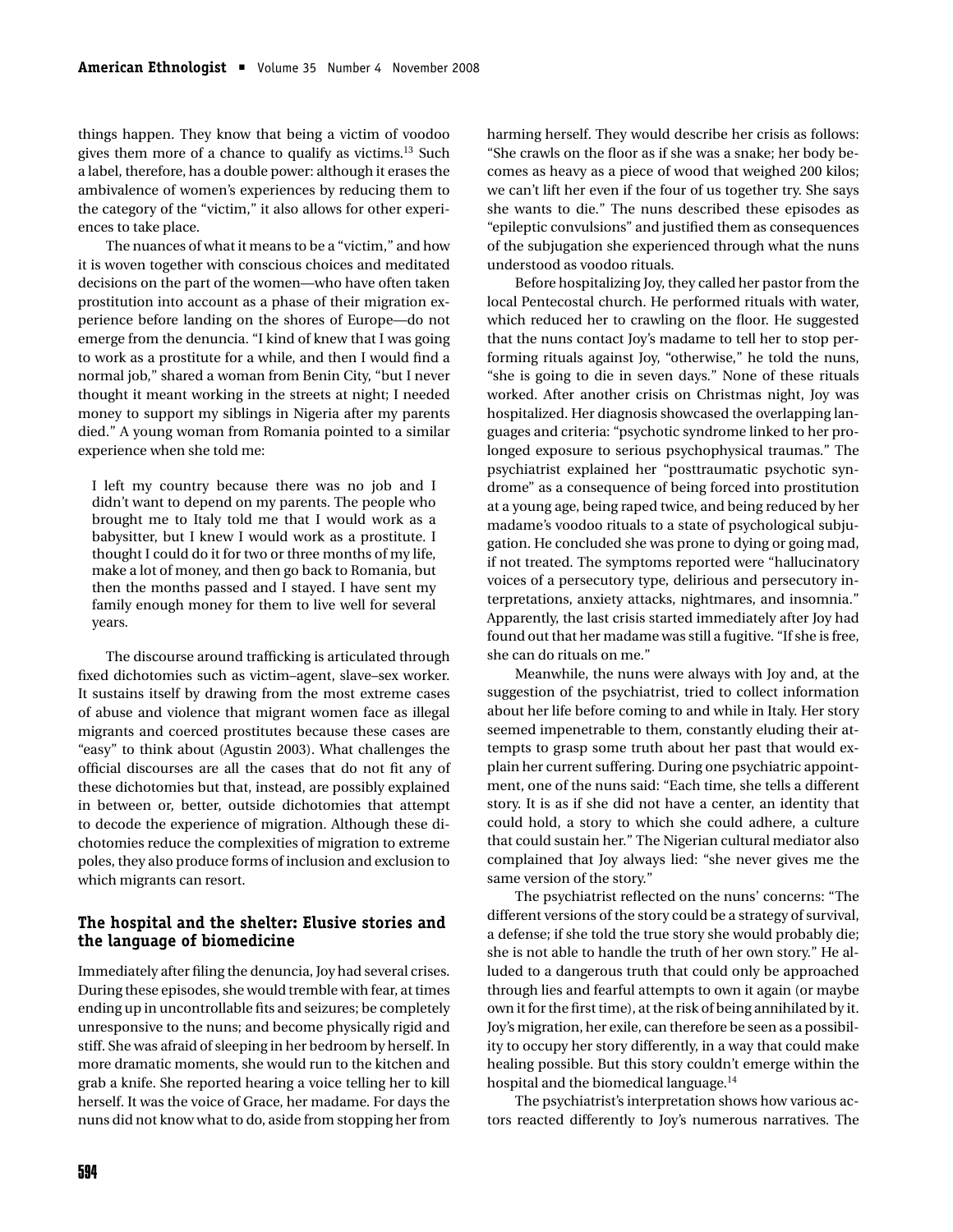things happen. They know that being a victim of voodoo gives them more of a chance to qualify as victims.[13] Such a label, therefore, has a double power: although it erases the ambivalence of women's experiences by reducing them to the category of the "victim," it also allows for other experiences to take place.

The nuances of what it means to be a "victim," and how it is woven together with conscious choices and meditated decisions on the part of the women—who have often taken prostitution into account as a phase of their migration experience before landing on the shores of Europe—do not emerge from the denuncia. "I kind of knew that I was going to work as a prostitute for a while, and then I would find a normal job," shared a woman from Benin City, "but I never thought it meant working in the streets at night; I needed money to support my siblings in Nigeria after my parents died." A young woman from Romania pointed to a similar experience when she told me:

> I left my country because there was no job and I didn't want to depend on my parents. The people who brought me to Italy told me that I would work as a babysitter, but I knew I would work as a prostitute. I thought I could do it for two or three months of my life, make a lot of money, and then go back to Romania, but then the months passed and I stayed. I have sent my family enough money for them to live well for several years.

The discourse around trafficking is articulated through fixed dichotomies such as victim–agent, slave–sex worker. It sustains itself by drawing from the most extreme cases of abuse and violence that migrant women face as illegal migrants and coerced prostitutes because these cases are "easy" to think about (Agustin 2003). What challenges the official discourses are all the cases that do not fit any of these dichotomies but that, instead, are possibly explained in between or, better, outside dichotomies that attempt to decode the experience of migration. Although these dichotomies reduce the complexities of migration to extreme poles, they also produce forms of inclusion and exclusion to which migrants can resort.

## The hospital and the shelter: Elusive stories and the language of biomedicine

Immediately after filing the denuncia, Joy had several crises. During these episodes, she would tremble with fear, at times ending up in uncontrollable fits and seizures; be completely unresponsive to the nuns; and become physically rigid and stiff. She was afraid of sleeping in her bedroom by herself. In more dramatic moments, she would run to the kitchen and grab a knife. She reported hearing a voice telling her to kill herself. It was the voice of Grace, her madame. For days the nuns did not know what to do, aside from stopping her from harming herself. They would describe her crisis as follows: "She crawls on the floor as if she was a snake; her body becomes as heavy as a piece of wood that weighed 200 kilos; we can't lift her even if the four of us together try. She says she wants to die." The nuns described these episodes as "epileptic convulsions" and justified them as consequences of the subjugation she experienced through what the nuns understood as voodoo rituals.

Before hospitalizing Joy, they called her pastor from the local Pentecostal church. He performed rituals with water, which reduced her to crawling on the floor. He suggested that the nuns contact Joy's madame to tell her to stop performing rituals against Joy, "otherwise," he told the nuns, "she is going to die in seven days." None of these rituals worked. After another crisis on Christmas night, Joy was hospitalized. Her diagnosis showcased the overlapping languages and criteria: "psychotic syndrome linked to her prolonged exposure to serious psychophysical traumas." The psychiatrist explained her "posttraumatic psychotic syndrome" as a consequence of being forced into prostitution at a young age, being raped twice, and being reduced by her madame's voodoo rituals to a state of psychological subjugation. He concluded she was prone to dying or going mad, if not treated. The symptoms reported were "hallucinatory voices of a persecutory type, delirious and persecutory interpretations, anxiety attacks, nightmares, and insomnia." Apparently, the last crisis started immediately after Joy had found out that her madame was still a fugitive. "If she is free, she can do rituals on me."

Meanwhile, the nuns were always with Joy and, at the suggestion of the psychiatrist, tried to collect information about her life before coming to and while in Italy. Her story seemed impenetrable to them, constantly eluding their attempts to grasp some truth about her past that would explain her current suffering. During one psychiatric appointment, one of the nuns said: "Each time, she tells a different story. It is as if she did not have a center, an identity that could hold, a story to which she could adhere, a culture that could sustain her." The Nigerian cultural mediator also complained that Joy always lied: "she never gives me the same version of the story."

The psychiatrist reflected on the nuns' concerns: "The different versions of the story could be a strategy of survival, a defense; if she told the true story she would probably die; she is not able to handle the truth of her own story." He alluded to a dangerous truth that could only be approached through lies and fearful attempts to own it again (or maybe own it for the first time), at the risk of being annihilated by it. Joy's migration, her exile, can therefore be seen as a possibility to occupy her story differently, in a way that could make healing possible. But this story couldn't emerge within the hospital and the biomedical language.[14]

The psychiatrist's interpretation shows how various actors reacted differently to Joy's numerous narratives. The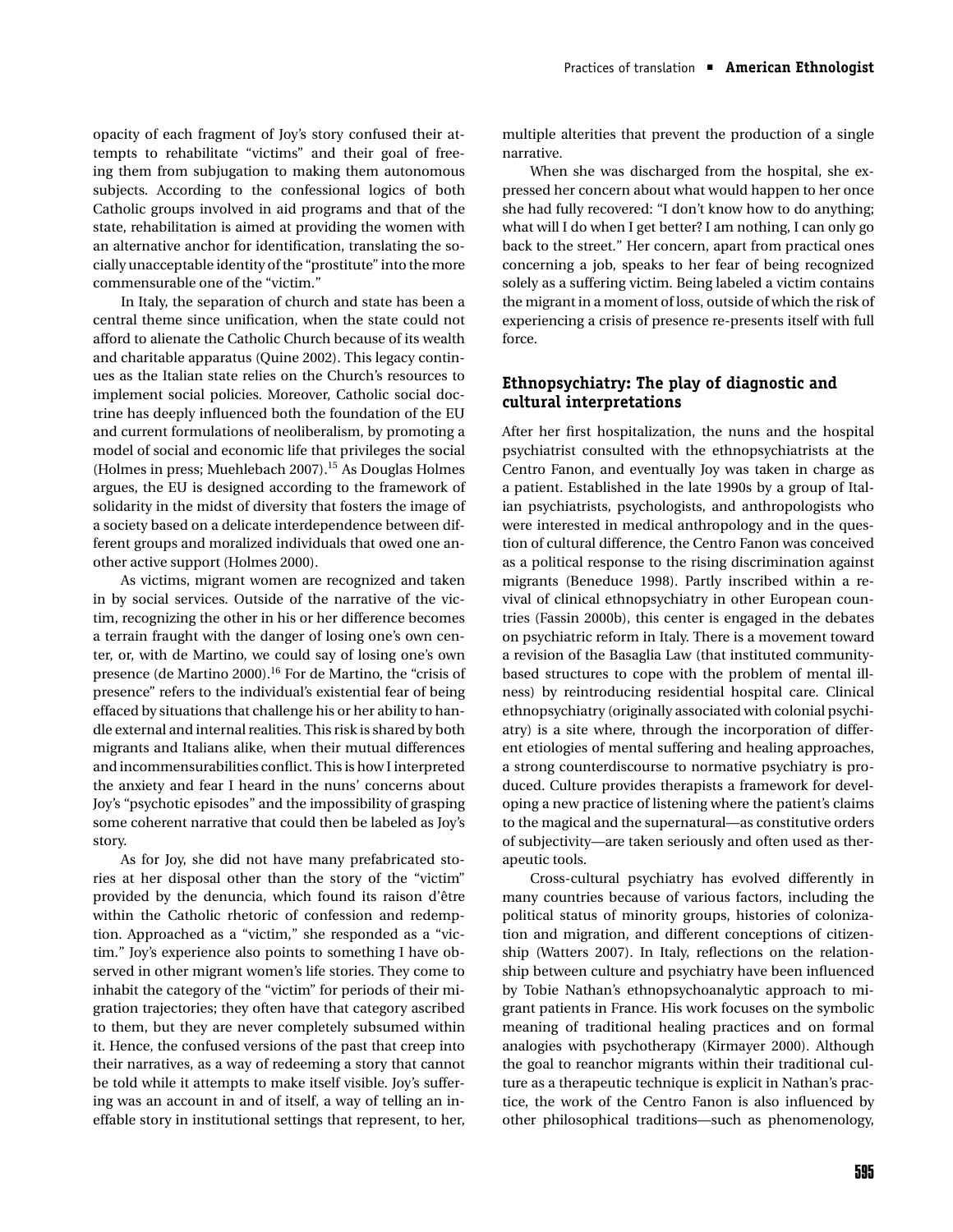opacity of each fragment of Joy's story confused their attempts to rehabilitate "victims" and their goal of freeing them from subjugation to making them autonomous subjects. According to the confessional logics of both Catholic groups involved in aid programs and that of the state, rehabilitation is aimed at providing the women with an alternative anchor for identification, translating the socially unacceptable identity of the "prostitute" into the more commensurable one of the "victim."

In Italy, the separation of church and state has been a central theme since unification, when the state could not afford to alienate the Catholic Church because of its wealth and charitable apparatus (Quine 2002). This legacy continues as the Italian state relies on the Church's resources to implement social policies. Moreover, Catholic social doctrine has deeply influenced both the foundation of the EU and current formulations of neoliberalism, by promoting a model of social and economic life that privileges the social (Holmes in press; Muehlebach 2007).[15] As Douglas Holmes argues, the EU is designed according to the framework of solidarity in the midst of diversity that fosters the image of a society based on a delicate interdependence between different groups and moralized individuals that owed one another active support (Holmes 2000).

As victims, migrant women are recognized and taken in by social services. Outside of the narrative of the victim, recognizing the other in his or her difference becomes a terrain fraught with the danger of losing one's own center, or, with de Martino, we could say of losing one's own presence (de Martino 2000).[16] For de Martino, the "crisis of presence" refers to the individual's existential fear of being effaced by situations that challenge his or her ability to handle external and internal realities. This risk is shared by both migrants and Italians alike, when their mutual differences and incommensurabilities conflict. This is how I interpreted the anxiety and fear I heard in the nuns' concerns about Joy's "psychotic episodes" and the impossibility of grasping some coherent narrative that could then be labeled as Joy's story.

As for Joy, she did not have many prefabricated stories at her disposal other than the story of the "victim" provided by the denuncia, which found its raison d'être within the Catholic rhetoric of confession and redemption. Approached as a "victim," she responded as a "victim." Joy's experience also points to something I have observed in other migrant women's life stories. They come to inhabit the category of the "victim" for periods of their migration trajectories; they often have that category ascribed to them, but they are never completely subsumed within it. Hence, the confused versions of the past that creep into their narratives, as a way of redeeming a story that cannot be told while it attempts to make itself visible. Joy's suffering was an account in and of itself, a way of telling an ineffable story in institutional settings that represent, to her, multiple alterities that prevent the production of a single narrative.

When she was discharged from the hospital, she expressed her concern about what would happen to her once she had fully recovered: "I don't know how to do anything; what will I do when I get better? I am nothing, I can only go back to the street." Her concern, apart from practical ones concerning a job, speaks to her fear of being recognized solely as a suffering victim. Being labeled a victim contains the migrant in a moment of loss, outside of which the risk of experiencing a crisis of presence re-presents itself with full force.

## Ethnopsychiatry: The play of diagnostic and cultural interpretations

After her first hospitalization, the nuns and the hospital psychiatrist consulted with the ethnopsychiatrists at the Centro Fanon, and eventually Joy was taken in charge as a patient. Established in the late 1990s by a group of Italian psychiatrists, psychologists, and anthropologists who were interested in medical anthropology and in the question of cultural difference, the Centro Fanon was conceived as a political response to the rising discrimination against migrants (Beneduce 1998). Partly inscribed within a revival of clinical ethnopsychiatry in other European countries (Fassin 2000b), this center is engaged in the debates on psychiatric reform in Italy. There is a movement toward a revision of the Basaglia Law (that instituted community-based structures to cope with the problem of mental illness) by reintroducing residential hospital care. Clinical ethnopsychiatry (originally associated with colonial psychiatry) is a site where, through the incorporation of different etiologies of mental suffering and healing approaches, a strong counterdiscourse to normative psychiatry is produced. Culture provides therapists a framework for developing a new practice of listening where the patient's claims to the magical and the supernatural—as constitutive orders of subjectivity—are taken seriously and often used as therapeutic tools.

Cross-cultural psychiatry has evolved differently in many countries because of various factors, including the political status of minority groups, histories of colonization and migration, and different conceptions of citizenship (Watters 2007). In Italy, reflections on the relationship between culture and psychiatry have been influenced by Tobie Nathan's ethnopsychoanalytic approach to migrant patients in France. His work focuses on the symbolic meaning of traditional healing practices and on formal analogies with psychotherapy (Kirmayer 2000). Although the goal to reanchor migrants within their traditional culture as a therapeutic technique is explicit in Nathan's practice, the work of the Centro Fanon is also influenced by other philosophical traditions—such as phenomenology,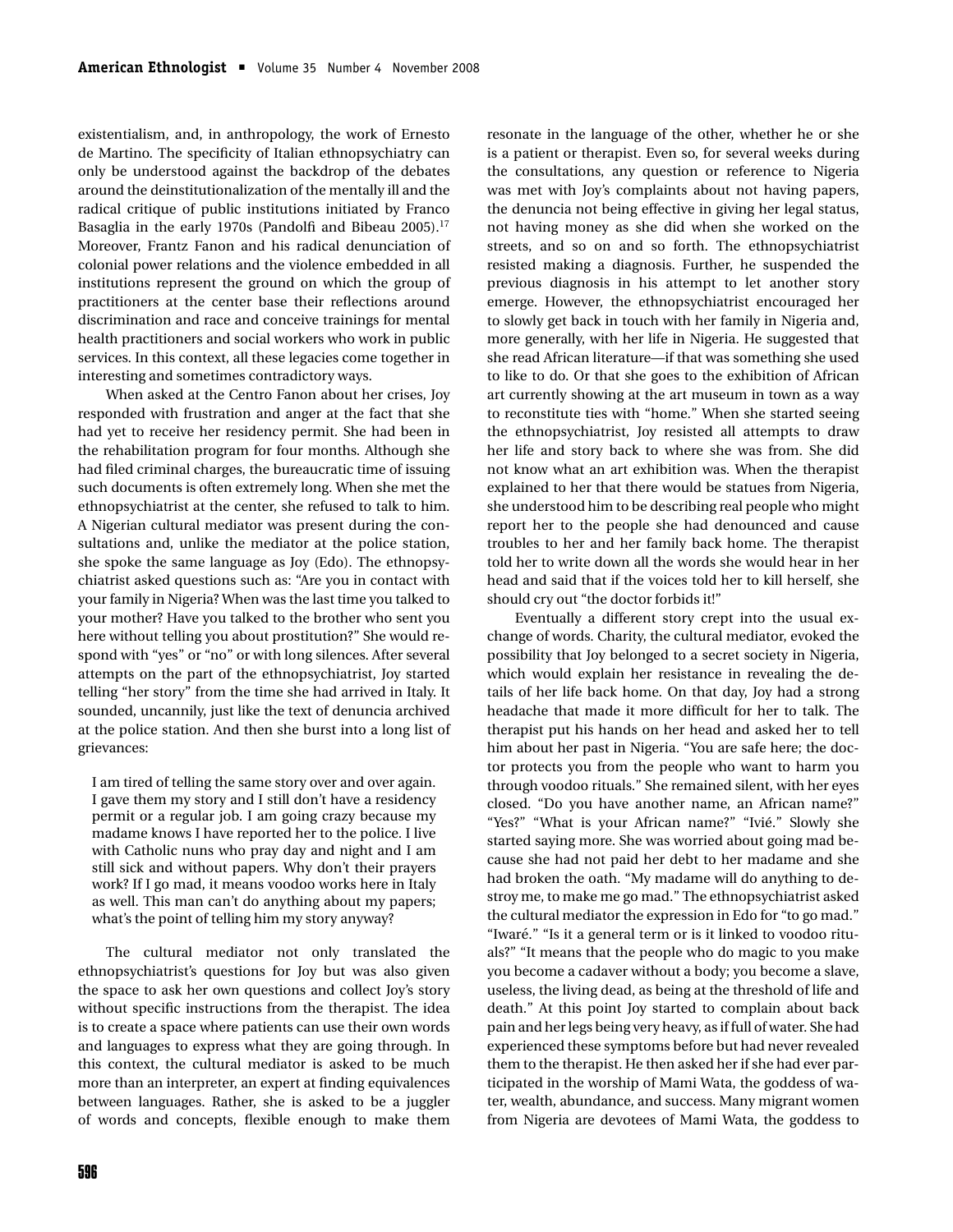existentialism, and, in anthropology, the work of Ernesto de Martino. The specificity of Italian ethnopsychiatry can only be understood against the backdrop of the debates around the deinstitutionalization of the mentally ill and the radical critique of public institutions initiated by Franco Basaglia in the early 1970s (Pandolfi and Bibeau 2005).[17] Moreover, Frantz Fanon and his radical denunciation of colonial power relations and the violence embedded in all institutions represent the ground on which the group of practitioners at the center base their reflections around discrimination and race and conceive trainings for mental health practitioners and social workers who work in public services. In this context, all these legacies come together in interesting and sometimes contradictory ways.

When asked at the Centro Fanon about her crises, Joy responded with frustration and anger at the fact that she had yet to receive her residency permit. She had been in the rehabilitation program for four months. Although she had filed criminal charges, the bureaucratic time of issuing such documents is often extremely long. When she met the ethnopsychiatrist at the center, she refused to talk to him. A Nigerian cultural mediator was present during the consultations and, unlike the mediator at the police station, she spoke the same language as Joy (Edo). The ethnopsychiatrist asked questions such as: "Are you in contact with your family in Nigeria? When was the last time you talked to your mother? Have you talked to the brother who sent you here without telling you about prostitution?" She would respond with "yes" or "no" or with long silences. After several attempts on the part of the ethnopsychiatrist, Joy started telling "her story" from the time she had arrived in Italy. It sounded, uncannily, just like the text of denuncia archived at the police station. And then she burst into a long list of grievances:

> I am tired of telling the same story over and over again. I gave them my story and I still don't have a residency permit or a regular job. I am going crazy because my madame knows I have reported her to the police. I live with Catholic nuns who pray day and night and I am still sick and without papers. Why don't their prayers work? If I go mad, it means voodoo works here in Italy as well. This man can't do anything about my papers; what's the point of telling him my story anyway?

The cultural mediator not only translated the ethnopsychiatrist's questions for Joy but was also given the space to ask her own questions and collect Joy's story without specific instructions from the therapist. The idea is to create a space where patients can use their own words and languages to express what they are going through. In this context, the cultural mediator is asked to be much more than an interpreter, an expert at finding equivalences between languages. Rather, she is asked to be a juggler of words and concepts, flexible enough to make them resonate in the language of the other, whether he or she is a patient or therapist. Even so, for several weeks during the consultations, any question or reference to Nigeria was met with Joy's complaints about not having papers, the denuncia not being effective in giving her legal status, not having money as she did when she worked on the streets, and so on and so forth. The ethnopsychiatrist resisted making a diagnosis. Further, he suspended the previous diagnosis in his attempt to let another story emerge. However, the ethnopsychiatrist encouraged her to slowly get back in touch with her family in Nigeria and, more generally, with her life in Nigeria. He suggested that she read African literature—if that was something she used to like to do. Or that she goes to the exhibition of African art currently showing at the art museum in town as a way to reconstitute ties with "home." When she started seeing the ethnopsychiatrist, Joy resisted all attempts to draw her life and story back to where she was from. She did not know what an art exhibition was. When the therapist explained to her that there would be statues from Nigeria, she understood him to be describing real people who might report her to the people she had denounced and cause troubles to her and her family back home. The therapist told her to write down all the words she would hear in her head and said that if the voices told her to kill herself, she should cry out "the doctor forbids it!"

Eventually a different story crept into the usual exchange of words. Charity, the cultural mediator, evoked the possibility that Joy belonged to a secret society in Nigeria, which would explain her resistance in revealing the details of her life back home. On that day, Joy had a strong headache that made it more difficult for her to talk. The therapist put his hands on her head and asked her to tell him about her past in Nigeria. "You are safe here; the doctor protects you from the people who want to harm you through voodoo rituals." She remained silent, with her eyes closed. "Do you have another name, an African name?" "Yes?" "What is your African name?" "Ivié." Slowly she started saying more. She was worried about going mad because she had not paid her debt to her madame and she had broken the oath. "My madame will do anything to destroy me, to make me go mad." The ethnopsychiatrist asked the cultural mediator the expression in Edo for "to go mad." "Iwaré." "Is it a general term or is it linked to voodoo rituals?" "It means that the people who do magic to you make you become a cadaver without a body; you become a slave, useless, the living dead, as being at the threshold of life and death." At this point Joy started to complain about back pain and her legs being very heavy, as if full of water. She had experienced these symptoms before but had never revealed them to the therapist. He then asked her if she had ever participated in the worship of Mami Wata, the goddess of water, wealth, abundance, and success. Many migrant women from Nigeria are devotees of Mami Wata, the goddess to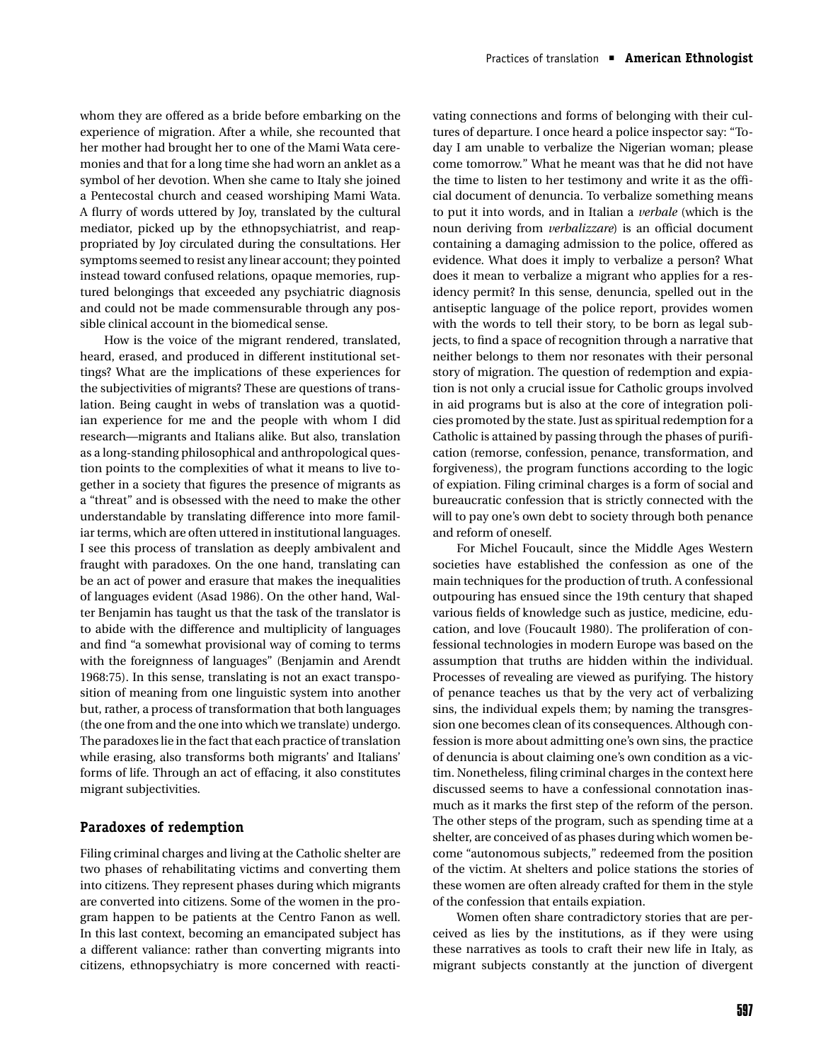whom they are offered as a bride before embarking on the experience of migration. After a while, she recounted that her mother had brought her to one of the Mami Wata ceremonies and that for a long time she had worn an anklet as a symbol of her devotion. When she came to Italy she joined a Pentecostal church and ceased worshiping Mami Wata. A flurry of words uttered by Joy, translated by the cultural mediator, picked up by the ethnopsychiatrist, and reappropriated by Joy circulated during the consultations. Her symptoms seemed to resist any linear account; they pointed instead toward confused relations, opaque memories, ruptured belongings that exceeded any psychiatric diagnosis and could not be made commensurable through any possible clinical account in the biomedical sense.

How is the voice of the migrant rendered, translated, heard, erased, and produced in different institutional settings? What are the implications of these experiences for the subjectivities of migrants? These are questions of translation. Being caught in webs of translation was a quotidian experience for me and the people with whom I did research—migrants and Italians alike. But also, translation as a long-standing philosophical and anthropological question points to the complexities of what it means to live together in a society that figures the presence of migrants as a "threat" and is obsessed with the need to make the other understandable by translating difference into more familiar terms, which are often uttered in institutional languages. I see this process of translation as deeply ambivalent and fraught with paradoxes. On the one hand, translating can be an act of power and erasure that makes the inequalities of languages evident (Asad 1986). On the other hand, Walter Benjamin has taught us that the task of the translator is to abide with the difference and multiplicity of languages and find "a somewhat provisional way of coming to terms with the foreignness of languages" (Benjamin and Arendt 1968:75). In this sense, translating is not an exact transposition of meaning from one linguistic system into another but, rather, a process of transformation that both languages (the one from and the one into which we translate) undergo. The paradoxes lie in the fact that each practice of translation while erasing, also transforms both migrants' and Italians' forms of life. Through an act of effacing, it also constitutes migrant subjectivities.

## Paradoxes of redemption

Filing criminal charges and living at the Catholic shelter are two phases of rehabilitating victims and converting them into citizens. They represent phases during which migrants are converted into citizens. Some of the women in the program happen to be patients at the Centro Fanon as well. In this last context, becoming an emancipated subject has a different valiance: rather than converting migrants into citizens, ethnopsychiatry is more concerned with reactivating connections and forms of belonging with their cultures of departure. I once heard a police inspector say: "Today I am unable to verbalize the Nigerian woman; please come tomorrow." What he meant was that he did not have the time to listen to her testimony and write it as the official document of denuncia. To verbalize something means to put it into words, and in Italian a *verbale* (which is the noun deriving from *verbalizzare*) is an official document containing a damaging admission to the police, offered as evidence. What does it imply to verbalize a person? What does it mean to verbalize a migrant who applies for a residency permit? In this sense, denuncia, spelled out in the antiseptic language of the police report, provides women with the words to tell their story, to be born as legal subjects, to find a space of recognition through a narrative that neither belongs to them nor resonates with their personal story of migration. The question of redemption and expiation is not only a crucial issue for Catholic groups involved in aid programs but is also at the core of integration policies promoted by the state. Just as spiritual redemption for a Catholic is attained by passing through the phases of purification (remorse, confession, penance, transformation, and forgiveness), the program functions according to the logic of expiation. Filing criminal charges is a form of social and bureaucratic confession that is strictly connected with the will to pay one's own debt to society through both penance and reform of oneself.

For Michel Foucault, since the Middle Ages Western societies have established the confession as one of the main techniques for the production of truth. A confessional outpouring has ensued since the 19th century that shaped various fields of knowledge such as justice, medicine, education, and love (Foucault 1980). The proliferation of confessional technologies in modern Europe was based on the assumption that truths are hidden within the individual. Processes of revealing are viewed as purifying. The history of penance teaches us that by the very act of verbalizing sins, the individual expels them; by naming the transgression one becomes clean of its consequences. Although confession is more about admitting one's own sins, the practice of denuncia is about claiming one's own condition as a victim. Nonetheless, filing criminal charges in the context here discussed seems to have a confessional connotation inasmuch as it marks the first step of the reform of the person. The other steps of the program, such as spending time at a shelter, are conceived of as phases during which women become "autonomous subjects," redeemed from the position of the victim. At shelters and police stations the stories of these women are often already crafted for them in the style of the confession that entails expiation.

Women often share contradictory stories that are perceived as lies by the institutions, as if they were using these narratives as tools to craft their new life in Italy, as migrant subjects constantly at the junction of divergent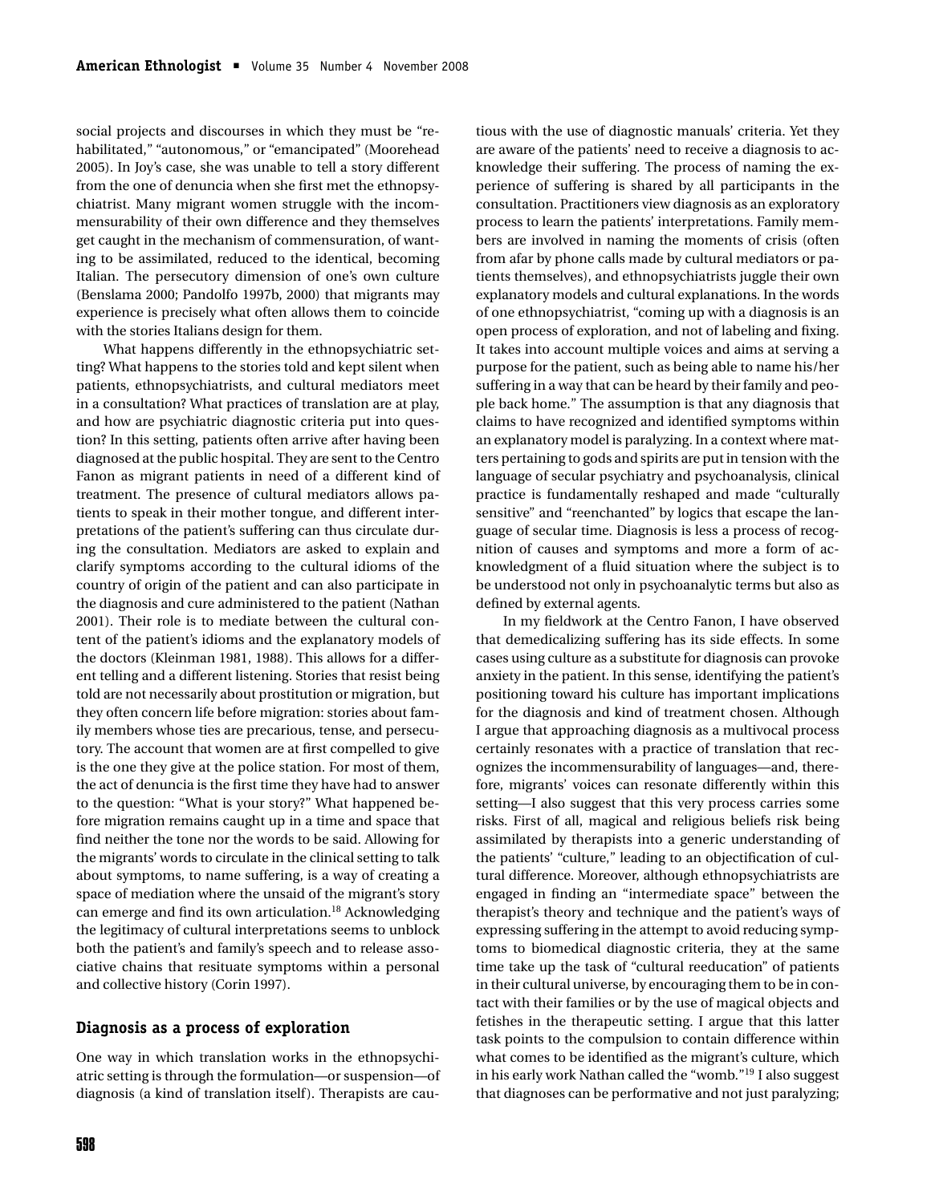social projects and discourses in which they must be "rehabilitated," "autonomous," or "emancipated" (Moorehead 2005). In Joy's case, she was unable to tell a story different from the one of denuncia when she first met the ethnopsychiatrist. Many migrant women struggle with the incommensurability of their own difference and they themselves get caught in the mechanism of commensuration, of wanting to be assimilated, reduced to the identical, becoming Italian. The persecutory dimension of one's own culture (Benslama 2000; Pandolfo 1997b, 2000) that migrants may experience is precisely what often allows them to coincide with the stories Italians design for them.

What happens differently in the ethnopsychiatric setting? What happens to the stories told and kept silent when patients, ethnopsychiatrists, and cultural mediators meet in a consultation? What practices of translation are at play, and how are psychiatric diagnostic criteria put into question? In this setting, patients often arrive after having been diagnosed at the public hospital. They are sent to the Centro Fanon as migrant patients in need of a different kind of treatment. The presence of cultural mediators allows patients to speak in their mother tongue, and different interpretations of the patient's suffering can thus circulate during the consultation. Mediators are asked to explain and clarify symptoms according to the cultural idioms of the country of origin of the patient and can also participate in the diagnosis and cure administered to the patient (Nathan 2001). Their role is to mediate between the cultural content of the patient's idioms and the explanatory models of the doctors (Kleinman 1981, 1988). This allows for a different telling and a different listening. Stories that resist being told are not necessarily about prostitution or migration, but they often concern life before migration: stories about family members whose ties are precarious, tense, and persecutory. The account that women are at first compelled to give is the one they give at the police station. For most of them, the act of denuncia is the first time they have had to answer to the question: "What is your story?" What happened before migration remains caught up in a time and space that find neither the tone nor the words to be said. Allowing for the migrants' words to circulate in the clinical setting to talk about symptoms, to name suffering, is a way of creating a space of mediation where the unsaid of the migrant's story can emerge and find its own articulation.[18] Acknowledging the legitimacy of cultural interpretations seems to unblock both the patient's and family's speech and to release associative chains that resituate symptoms within a personal and collective history (Corin 1997).

## Diagnosis as a process of exploration

One way in which translation works in the ethnopsychiatric setting is through the formulation—or suspension—of diagnosis (a kind of translation itself). Therapists are cautious with the use of diagnostic manuals' criteria. Yet they are aware of the patients' need to receive a diagnosis to acknowledge their suffering. The process of naming the experience of suffering is shared by all participants in the consultation. Practitioners view diagnosis as an exploratory process to learn the patients' interpretations. Family members are involved in naming the moments of crisis (often from afar by phone calls made by cultural mediators or patients themselves), and ethnopsychiatrists juggle their own explanatory models and cultural explanations. In the words of one ethnopsychiatrist, "coming up with a diagnosis is an open process of exploration, and not of labeling and fixing. It takes into account multiple voices and aims at serving a purpose for the patient, such as being able to name his/her suffering in a way that can be heard by their family and people back home." The assumption is that any diagnosis that claims to have recognized and identified symptoms within an explanatory model is paralyzing. In a context where matters pertaining to gods and spirits are put in tension with the language of secular psychiatry and psychoanalysis, clinical practice is fundamentally reshaped and made "culturally sensitive" and "reenchanted" by logics that escape the language of secular time. Diagnosis is less a process of recognition of causes and symptoms and more a form of acknowledgment of a fluid situation where the subject is to be understood not only in psychoanalytic terms but also as defined by external agents.

In my fieldwork at the Centro Fanon, I have observed that demedicalizing suffering has its side effects. In some cases using culture as a substitute for diagnosis can provoke anxiety in the patient. In this sense, identifying the patient's positioning toward his culture has important implications for the diagnosis and kind of treatment chosen. Although I argue that approaching diagnosis as a multivocal process certainly resonates with a practice of translation that recognizes the incommensurability of languages—and, therefore, migrants' voices can resonate differently within this setting—I also suggest that this very process carries some risks. First of all, magical and religious beliefs risk being assimilated by therapists into a generic understanding of the patients' "culture," leading to an objectification of cultural difference. Moreover, although ethnopsychiatrists are engaged in finding an "intermediate space" between the therapist's theory and technique and the patient's ways of expressing suffering in the attempt to avoid reducing symptoms to biomedical diagnostic criteria, they at the same time take up the task of "cultural reeducation" of patients in their cultural universe, by encouraging them to be in contact with their families or by the use of magical objects and fetishes in the therapeutic setting. I argue that this latter task points to the compulsion to contain difference within what comes to be identified as the migrant's culture, which in his early work Nathan called the "womb."[19] I also suggest that diagnoses can be performative and not just paralyzing;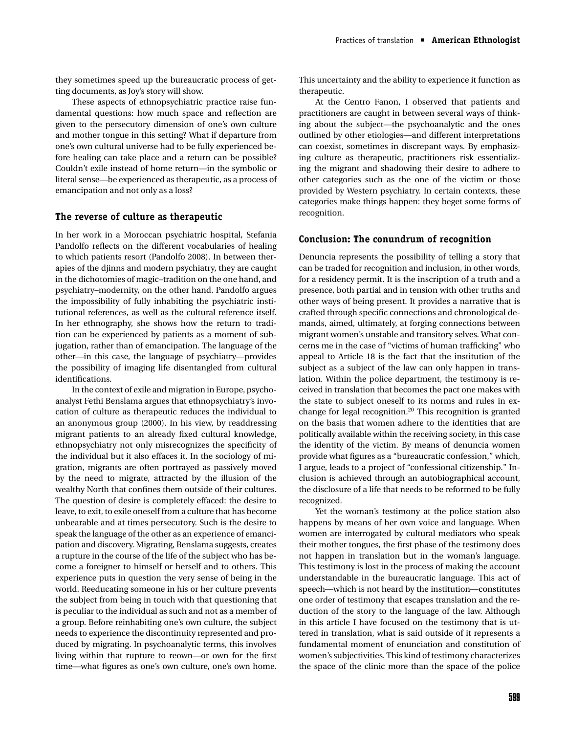they sometimes speed up the bureaucratic process of getting documents, as Joy's story will show.

These aspects of ethnopsychiatric practice raise fundamental questions: how much space and reflection are given to the persecutory dimension of one's own culture and mother tongue in this setting? What if departure from one's own cultural universe had to be fully experienced before healing can take place and a return can be possible? Couldn't exile instead of home return—in the symbolic or literal sense—be experienced as therapeutic, as a process of emancipation and not only as a loss?

## The reverse of culture as therapeutic

In her work in a Moroccan psychiatric hospital, Stefania Pandolfo reflects on the different vocabularies of healing to which patients resort (Pandolfo 2008). In between therapies of the djinns and modern psychiatry, they are caught in the dichotomies of magic–tradition on the one hand, and psychiatry–modernity, on the other hand. Pandolfo argues the impossibility of fully inhabiting the psychiatric institutional references, as well as the cultural reference itself. In her ethnography, she shows how the return to tradition can be experienced by patients as a moment of subjugation, rather than of emancipation. The language of the other—in this case, the language of psychiatry—provides the possibility of imaging life disentangled from cultural identifications.

In the context of exile and migration in Europe, psychoanalyst Fethi Benslama argues that ethnopsychiatry's invocation of culture as therapeutic reduces the individual to an anonymous group (2000). In his view, by readdressing migrant patients to an already fixed cultural knowledge, ethnopsychiatry not only misrecognizes the specificity of the individual but it also effaces it. In the sociology of migration, migrants are often portrayed as passively moved by the need to migrate, attracted by the illusion of the wealthy North that confines them outside of their cultures. The question of desire is completely effaced: the desire to leave, to exit, to exile oneself from a culture that has become unbearable and at times persecutory. Such is the desire to speak the language of the other as an experience of emancipation and discovery. Migrating, Benslama suggests, creates a rupture in the course of the life of the subject who has become a foreigner to himself or herself and to others. This experience puts in question the very sense of being in the world. Reeducating someone in his or her culture prevents the subject from being in touch with that questioning that is peculiar to the individual as such and not as a member of a group. Before reinhabiting one's own culture, the subject needs to experience the discontinuity represented and produced by migrating. In psychoanalytic terms, this involves living within that rupture to reown—or own for the first time—what figures as one's own culture, one's own home. This uncertainty and the ability to experience it function as therapeutic.

At the Centro Fanon, I observed that patients and practitioners are caught in between several ways of thinking about the subject—the psychoanalytic and the ones outlined by other etiologies—and different interpretations can coexist, sometimes in discrepant ways. By emphasizing culture as therapeutic, practitioners risk essentializing the migrant and shadowing their desire to adhere to other categories such as the one of the victim or those provided by Western psychiatry. In certain contexts, these categories make things happen: they beget some forms of recognition.

## Conclusion: The conundrum of recognition

Denuncia represents the possibility of telling a story that can be traded for recognition and inclusion, in other words, for a residency permit. It is the inscription of a truth and a presence, both partial and in tension with other truths and other ways of being present. It provides a narrative that is crafted through specific connections and chronological demands, aimed, ultimately, at forging connections between migrant women's unstable and transitory selves. What concerns me in the case of "victims of human trafficking" who appeal to Article 18 is the fact that the institution of the subject as a subject of the law can only happen in translation. Within the police department, the testimony is received in translation that becomes the pact one makes with the state to subject oneself to its norms and rules in exchange for legal recognition.[20] This recognition is granted on the basis that women adhere to the identities that are politically available within the receiving society, in this case the identity of the victim. By means of denuncia women provide what figures as a "bureaucratic confession," which, I argue, leads to a project of "confessional citizenship." Inclusion is achieved through an autobiographical account, the disclosure of a life that needs to be reformed to be fully recognized.

Yet the woman's testimony at the police station also happens by means of her own voice and language. When women are interrogated by cultural mediators who speak their mother tongues, the first phase of the testimony does not happen in translation but in the woman's language. This testimony is lost in the process of making the account understandable in the bureaucratic language. This act of speech—which is not heard by the institution—constitutes one order of testimony that escapes translation and the reduction of the story to the language of the law. Although in this article I have focused on the testimony that is uttered in translation, what is said outside of it represents a fundamental moment of enunciation and constitution of women's subjectivities. This kind of testimony characterizes the space of the clinic more than the space of the police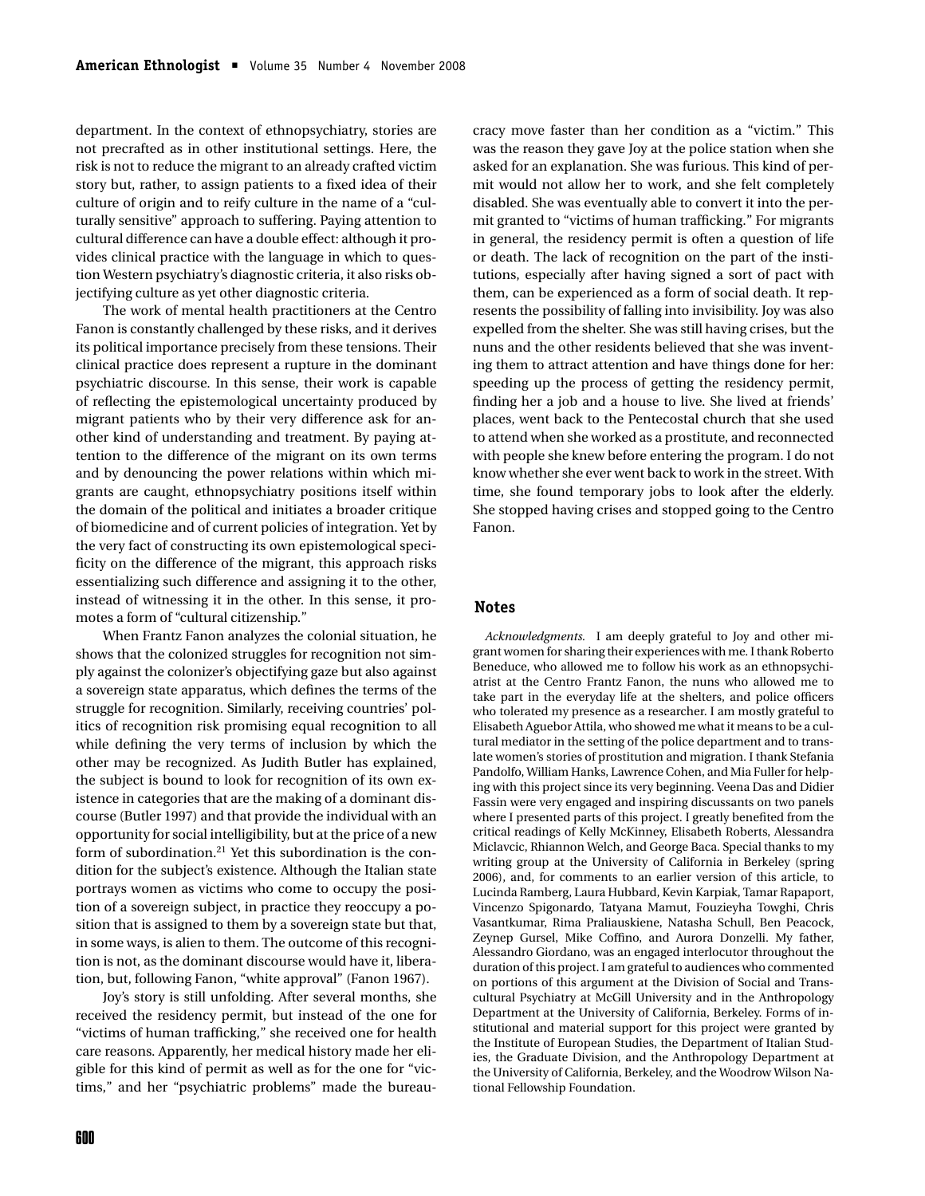department. In the context of ethnopsychiatry, stories are not precrafted as in other institutional settings. Here, the risk is not to reduce the migrant to an already crafted victim story but, rather, to assign patients to a fixed idea of their culture of origin and to reify culture in the name of a "culturally sensitive" approach to suffering. Paying attention to cultural difference can have a double effect: although it provides clinical practice with the language in which to question Western psychiatry's diagnostic criteria, it also risks objectifying culture as yet other diagnostic criteria.

The work of mental health practitioners at the Centro Fanon is constantly challenged by these risks, and it derives its political importance precisely from these tensions. Their clinical practice does represent a rupture in the dominant psychiatric discourse. In this sense, their work is capable of reflecting the epistemological uncertainty produced by migrant patients who by their very difference ask for another kind of understanding and treatment. By paying attention to the difference of the migrant on its own terms and by denouncing the power relations within which migrants are caught, ethnopsychiatry positions itself within the domain of the political and initiates a broader critique of biomedicine and of current policies of integration. Yet by the very fact of constructing its own epistemological specificity on the difference of the migrant, this approach risks essentializing such difference and assigning it to the other, instead of witnessing it in the other. In this sense, it promotes a form of "cultural citizenship."

When Frantz Fanon analyzes the colonial situation, he shows that the colonized struggles for recognition not simply against the colonizer's objectifying gaze but also against a sovereign state apparatus, which defines the terms of the struggle for recognition. Similarly, receiving countries' politics of recognition risk promising equal recognition to all while defining the very terms of inclusion by which the other may be recognized. As Judith Butler has explained, the subject is bound to look for recognition of its own existence in categories that are the making of a dominant discourse (Butler 1997) and that provide the individual with an opportunity for social intelligibility, but at the price of a new form of subordination.[21] Yet this subordination is the condition for the subject's existence. Although the Italian state portrays women as victims who come to occupy the position of a sovereign subject, in practice they reoccupy a position that is assigned to them by a sovereign state but that, in some ways, is alien to them. The outcome of this recognition is not, as the dominant discourse would have it, liberation, but, following Fanon, "white approval" (Fanon 1967).

Joy's story is still unfolding. After several months, she received the residency permit, but instead of the one for "victims of human trafficking," she received one for health care reasons. Apparently, her medical history made her eligible for this kind of permit as well as for the one for "victims," and her "psychiatric problems" made the bureaucracy move faster than her condition as a "victim." This was the reason they gave Joy at the police station when she asked for an explanation. She was furious. This kind of permit would not allow her to work, and she felt completely disabled. She was eventually able to convert it into the permit granted to "victims of human trafficking." For migrants in general, the residency permit is often a question of life or death. The lack of recognition on the part of the institutions, especially after having signed a sort of pact with them, can be experienced as a form of social death. It represents the possibility of falling into invisibility. Joy was also expelled from the shelter. She was still having crises, but the nuns and the other residents believed that she was inventing them to attract attention and have things done for her: speeding up the process of getting the residency permit, finding her a job and a house to live. She lived at friends' places, went back to the Pentecostal church that she used to attend when she worked as a prostitute, and reconnected with people she knew before entering the program. I do not know whether she ever went back to work in the street. With time, she found temporary jobs to look after the elderly. She stopped having crises and stopped going to the Centro Fanon.

## Notes

*Acknowledgments.* I am deeply grateful to Joy and other migrant women for sharing their experiences with me. I thank Roberto Beneduce, who allowed me to follow his work as an ethnopsychiatrist at the Centro Frantz Fanon, the nuns who allowed me to take part in the everyday life at the shelters, and police officers who tolerated my presence as a researcher. I am mostly grateful to Elisabeth Aguebor Attila, who showed me what it means to be a cultural mediator in the setting of the police department and to translate women's stories of prostitution and migration. I thank Stefania Pandolfo, William Hanks, Lawrence Cohen, and Mia Fuller for helping with this project since its very beginning. Veena Das and Didier Fassin were very engaged and inspiring discussants on two panels where I presented parts of this project. I greatly benefited from the critical readings of Kelly McKinney, Elisabeth Roberts, Alessandra Miclavcic, Rhiannon Welch, and George Baca. Special thanks to my writing group at the University of California in Berkeley (spring 2006), and, for comments to an earlier version of this article, to Lucinda Ramberg, Laura Hubbard, Kevin Karpiak, Tamar Rapaport, Vincenzo Spigonardo, Tatyana Mamut, Fouzieyha Towghi, Chris Vasantkumar, Rima Praliauskiene, Natasha Schull, Ben Peacock, Zeynep Gursel, Mike Coffino, and Aurora Donzelli. My father, Alessandro Giordano, was an engaged interlocutor throughout the duration of this project. I am grateful to audiences who commented on portions of this argument at the Division of Social and Transcultural Psychiatry at McGill University and in the Anthropology Department at the University of California, Berkeley. Forms of institutional and material support for this project were granted by the Institute of European Studies, the Department of Italian Studies, the Graduate Division, and the Anthropology Department at the University of California, Berkeley, and the Woodrow Wilson National Fellowship Foundation.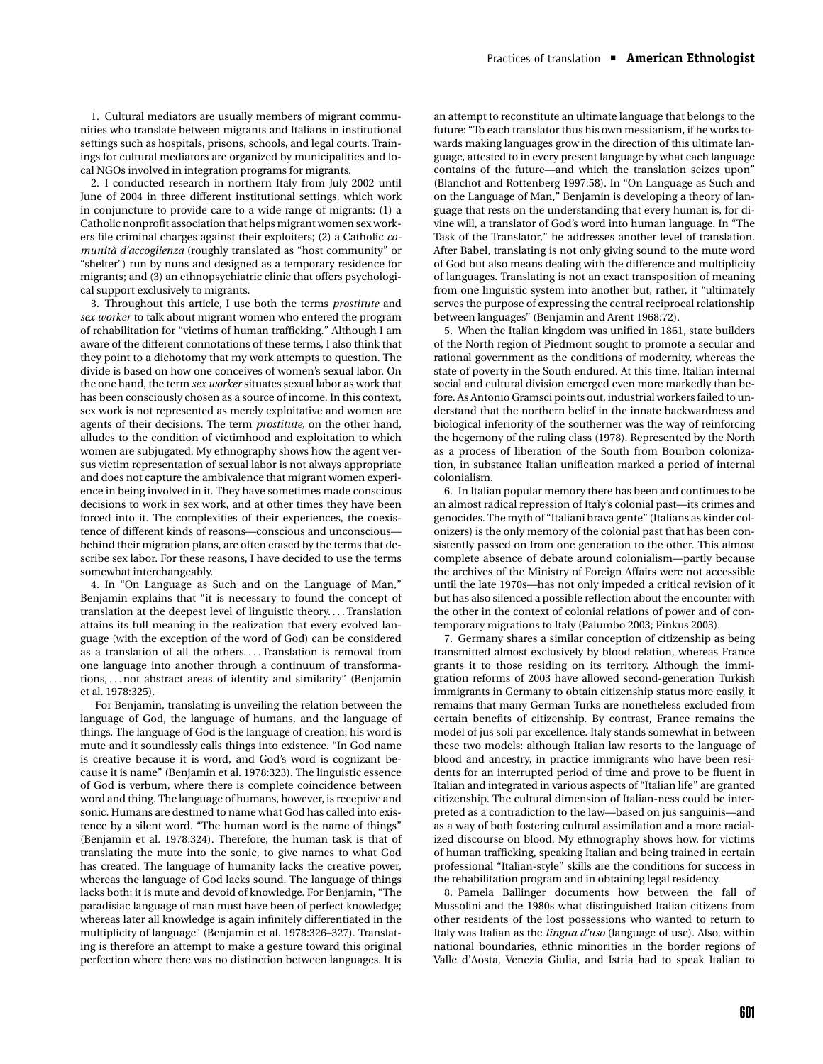1. Cultural mediators are usually members of migrant communities who translate between migrants and Italians in institutional settings such as hospitals, prisons, schools, and legal courts. Trainings for cultural mediators are organized by municipalities and local NGOs involved in integration programs for migrants.

2. I conducted research in northern Italy from July 2002 until June of 2004 in three different institutional settings, which work in conjuncture to provide care to a wide range of migrants: (1) a Catholic nonprofit association that helps migrant women sex workers file criminal charges against their exploiters; (2) a Catholic *comunità d'accoglienza* (roughly translated as "host community" or "shelter") run by nuns and designed as a temporary residence for migrants; and (3) an ethnopsychiatric clinic that offers psychological support exclusively to migrants.

3. Throughout this article, I use both the terms *prostitute* and *sex worker* to talk about migrant women who entered the program of rehabilitation for "victims of human trafficking." Although I am aware of the different connotations of these terms, I also think that they point to a dichotomy that my work attempts to question. The divide is based on how one conceives of women's sexual labor. On the one hand, the term *sex worker* situates sexual labor as work that has been consciously chosen as a source of income. In this context, sex work is not represented as merely exploitative and women are agents of their decisions. The term *prostitute,* on the other hand, alludes to the condition of victimhood and exploitation to which women are subjugated. My ethnography shows how the agent versus victim representation of sexual labor is not always appropriate and does not capture the ambivalence that migrant women experience in being involved in it. They have sometimes made conscious decisions to work in sex work, and at other times they have been forced into it. The complexities of their experiences, the coexistence of different kinds of reasons—conscious and unconscious—behind their migration plans, are often erased by the terms that describe sex labor. For these reasons, I have decided to use the terms somewhat interchangeably.

4. In "On Language as Such and on the Language of Man," Benjamin explains that "it is necessary to found the concept of translation at the deepest level of linguistic theory.... Translation attains its full meaning in the realization that every evolved language (with the exception of the word of God) can be considered as a translation of all the others.... Translation is removal from one language into another through a continuum of transformations,... not abstract areas of identity and similarity" (Benjamin et al. 1978:325).

For Benjamin, translating is unveiling the relation between the language of God, the language of humans, and the language of things. The language of God is the language of creation; his word is mute and it soundlessly calls things into existence. "In God name is creative because it is word, and God's word is cognizant because it is name" (Benjamin et al. 1978:323). The linguistic essence of God is verbum, where there is complete coincidence between word and thing. The language of humans, however, is receptive and sonic. Humans are destined to name what God has called into existence by a silent word. "The human word is the name of things" (Benjamin et al. 1978:324). Therefore, the human task is that of translating the mute into the sonic, to give names to what God has created. The language of humanity lacks the creative power, whereas the language of God lacks sound. The language of things lacks both; it is mute and devoid of knowledge. For Benjamin, "The paradisiac language of man must have been of perfect knowledge; whereas later all knowledge is again infinitely differentiated in the multiplicity of language" (Benjamin et al. 1978:326–327). Translating is therefore an attempt to make a gesture toward this original perfection where there was no distinction between languages. It is an attempt to reconstitute an ultimate language that belongs to the future: "To each translator thus his own messianism, if he works towards making languages grow in the direction of this ultimate language, attested to in every present language by what each language contains of the future—and which the translation seizes upon" (Blanchot and Rottenberg 1997:58). In "On Language as Such and on the Language of Man," Benjamin is developing a theory of language that rests on the understanding that every human is, for divine will, a translator of God's word into human language. In "The Task of the Translator," he addresses another level of translation. After Babel, translating is not only giving sound to the mute word of God but also means dealing with the difference and multiplicity of languages. Translating is not an exact transposition of meaning from one linguistic system into another but, rather, it "ultimately serves the purpose of expressing the central reciprocal relationship between languages" (Benjamin and Arent 1968:72).

5. When the Italian kingdom was unified in 1861, state builders of the North region of Piedmont sought to promote a secular and rational government as the conditions of modernity, whereas the state of poverty in the South endured. At this time, Italian internal social and cultural division emerged even more markedly than before. As Antonio Gramsci points out, industrial workers failed to understand that the northern belief in the innate backwardness and biological inferiority of the southerner was the way of reinforcing the hegemony of the ruling class (1978). Represented by the North as a process of liberation of the South from Bourbon colonization, in substance Italian unification marked a period of internal colonialism.

6. In Italian popular memory there has been and continues to be an almost radical repression of Italy's colonial past—its crimes and genocides. The myth of "Italiani brava gente" (Italians as kinder colonizers) is the only memory of the colonial past that has been consistently passed on from one generation to the other. This almost complete absence of debate around colonialism—partly because the archives of the Ministry of Foreign Affairs were not accessible until the late 1970s—has not only impeded a critical revision of it but has also silenced a possible reflection about the encounter with the other in the context of colonial relations of power and of contemporary migrations to Italy (Palumbo 2003; Pinkus 2003).

7. Germany shares a similar conception of citizenship as being transmitted almost exclusively by blood relation, whereas France grants it to those residing on its territory. Although the immigration reforms of 2003 have allowed second-generation Turkish immigrants in Germany to obtain citizenship status more easily, it remains that many German Turks are nonetheless excluded from certain benefits of citizenship. By contrast, France remains the model of jus soli par excellence. Italy stands somewhat in between these two models: although Italian law resorts to the language of blood and ancestry, in practice immigrants who have been residents for an interrupted period of time and prove to be fluent in Italian and integrated in various aspects of "Italian life" are granted citizenship. The cultural dimension of Italian-ness could be interpreted as a contradiction to the law—based on jus sanguinis—and as a way of both fostering cultural assimilation and a more racialized discourse on blood. My ethnography shows how, for victims of human trafficking, speaking Italian and being trained in certain professional "Italian-style" skills are the conditions for success in the rehabilitation program and in obtaining legal residency.

8. Pamela Ballinger documents how between the fall of Mussolini and the 1980s what distinguished Italian citizens from other residents of the lost possessions who wanted to return to Italy was Italian as the *lingua d'uso* (language of use). Also, within national boundaries, ethnic minorities in the border regions of Valle d'Aosta, Venezia Giulia, and Istria had to speak Italian to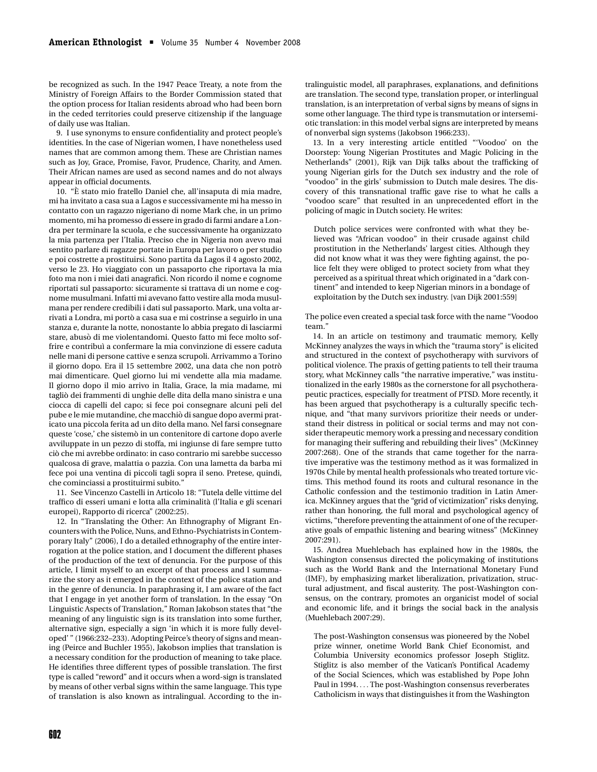be recognized as such. In the 1947 Peace Treaty, a note from the Ministry of Foreign Affairs to the Border Commission stated that the option process for Italian residents abroad who had been born in the ceded territories could preserve citizenship if the language of daily use was Italian.

9. I use synonyms to ensure confidentiality and protect people's identities. In the case of Nigerian women, I have nonetheless used names that are common among them. These are Christian names such as Joy, Grace, Promise, Favor, Prudence, Charity, and Amen. Their African names are used as second names and do not always appear in official documents.

10. "È stato mio fratello Daniel che, all'insaputa di mia madre, mi ha invitato a casa sua a Lagos e successivamente mi ha messo in contatto con un ragazzo nigeriano di nome Mark che, in un primo momento, mi ha promesso di essere in grado di farmi andare a Londra per terminare la scuola, e che successivamente ha organizzato la mia partenza per l'Italia. Preciso che in Nigeria non avevo mai sentito parlare di ragazze portate in Europa per lavoro o per studio e poi costrette a prostituirsi. Sono partita da Lagos il 4 agosto 2002, verso le 23. Ho viaggiato con un passaporto che riportava la mia foto ma non i miei dati anagrafici. Non ricordo il nome e cognome riportati sul passaporto: sicuramente si trattava di un nome e cognome musulmani. Infatti mi avevano fatto vestire alla moda musulmana per rendere credibili i dati sul passaporto. Mark, una volta arrivati a Londra, mi portò a casa sua e mi costrinse a seguirlo in una stanza e, durante la notte, nonostante lo abbia pregato di lasciarmi stare, abusò di me violentandomi. Questo fatto mi fece molto soffrire e contribuì a confermare la mia convinzione di essere caduta nelle mani di persone cattive e senza scrupoli. Arrivammo a Torino il giorno dopo. Era il 15 settembre 2002, una data che non potrò mai dimenticare. Quel giorno lui mi vendette alla mia madame. Il giorno dopo il mio arrivo in Italia, Grace, la mia madame, mi tagliò dei frammenti di unghie delle dita della mano sinistra e una ciocca di capelli del capo; si fece poi consegnare alcuni peli del pube e le mie mutandine, che macchiò di sangue dopo avermi praticato una piccola ferita ad un dito della mano. Nel farsi consegnare queste 'cose,' che sistemò in un contenitore di cartone dopo averle avviluppate in un pezzo di stoffa, mi ingiunse di fare sempre tutto ciò che mi avrebbe ordinato: in caso contrario mi sarebbe successo qualcosa di grave, malattia o pazzia. Con una lametta da barba mi fece poi una ventina di piccoli tagli sopra il seno. Pretese, quindi, che cominciassi a prostituirmi subito."

11. See Vincenzo Castelli in Articolo 18: "Tutela delle vittime del traffico di esseri umani e lotta alla criminalità (l'Italia e gli scenari europei), Rapporto di ricerca" (2002:25).

12. In "Translating the Other: An Ethnography of Migrant Encounters with the Police, Nuns, and Ethno-Psychiatrists in Contemporary Italy" (2006), I do a detailed ethnography of the entire interrogation at the police station, and I document the different phases of the production of the text of denuncia. For the purpose of this article, I limit myself to an excerpt of that process and I summarize the story as it emerged in the context of the police station and in the genre of denuncia. In paraphrasing it, I am aware of the fact that I engage in yet another form of translation. In the essay "On Linguistic Aspects of Translation," Roman Jakobson states that "the meaning of any linguistic sign is its translation into some further, alternative sign, especially a sign 'in which it is more fully developed' " (1966:232–233). Adopting Peirce's theory of signs and meaning (Peirce and Buchler 1955), Jakobson implies that translation is a necessary condition for the production of meaning to take place. He identifies three different types of possible translation. The first type is called "reword" and it occurs when a word-sign is translated by means of other verbal signs within the same language. This type of translation is also known as intralingual. According to the intralinguistic model, all paraphrases, explanations, and definitions are translation. The second type, translation proper, or interlingual translation, is an interpretation of verbal signs by means of signs in some other language. The third type is transmutation or intersemiotic translation: in this model verbal signs are interpreted by means of nonverbal sign systems (Jakobson 1966:233).

13. In a very interesting article entitled "'Voodoo' on the Doorstep: Young Nigerian Prostitutes and Magic Policing in the Netherlands" (2001), Rijk van Dijk talks about the trafficking of young Nigerian girls for the Dutch sex industry and the role of "voodoo" in the girls' submission to Dutch male desires. The discovery of this transnational traffic gave rise to what he calls a "voodoo scare" that resulted in an unprecedented effort in the policing of magic in Dutch society. He writes:

> Dutch police services were confronted with what they believed was "African voodoo" in their crusade against child prostitution in the Netherlands' largest cities. Although they did not know what it was they were fighting against, the police felt they were obliged to protect society from what they perceived as a spiritual threat which originated in a "dark continent" and intended to keep Nigerian minors in a bondage of exploitation by the Dutch sex industry. [van Dijk 2001:559]

The police even created a special task force with the name "Voodoo team."

14. In an article on testimony and traumatic memory, Kelly McKinney analyzes the ways in which the "trauma story" is elicited and structured in the context of psychotherapy with survivors of political violence. The praxis of getting patients to tell their trauma story, what McKinney calls "the narrative imperative," was institutionalized in the early 1980s as the cornerstone for all psychotherapeutic practices, especially for treatment of PTSD. More recently, it has been argued that psychotherapy is a culturally specific technique, and "that many survivors prioritize their needs or understand their distress in political or social terms and may not consider therapeutic memory work a pressing and necessary condition for managing their suffering and rebuilding their lives" (McKinney 2007:268). One of the strands that came together for the narrative imperative was the testimony method as it was formalized in 1970s Chile by mental health professionals who treated torture victims. This method found its roots and cultural resonance in the Catholic confession and the testimonio tradition in Latin America. McKinney argues that the "grid of victimization" risks denying, rather than honoring, the full moral and psychological agency of victims, "therefore preventing the attainment of one of the recuperative goals of empathic listening and bearing witness" (McKinney 2007:291).

15. Andrea Muehlebach has explained how in the 1980s, the Washington consensus directed the policymaking of institutions such as the World Bank and the International Monetary Fund (IMF), by emphasizing market liberalization, privatization, structural adjustment, and fiscal austerity. The post-Washington consensus, on the contrary, promotes an organicist model of social and economic life, and it brings the social back in the analysis (Muehlebach 2007:29).

> The post-Washington consensus was pioneered by the Nobel prize winner, onetime World Bank Chief Economist, and Columbia University economics professor Joseph Stiglitz. Stiglitz is also member of the Vatican's Pontifical Academy of the Social Sciences, which was established by Pope John Paul in 1994. . . . The post-Washington consensus reverberates Catholicism in ways that distinguishes it from the Washington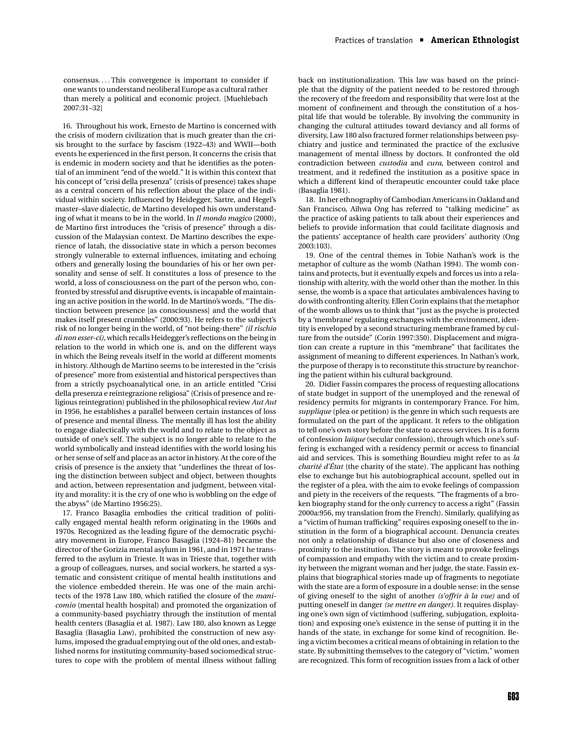consensus. . . . This convergence is important to consider if one wants to understand neoliberal Europe as a cultural rather than merely a political and economic project. [Muehlebach 2007:31–32]

16. Throughout his work, Ernesto de Martino is concerned with the crisis of modern civilization that is much greater than the crisis brought to the surface by fascism (1922–43) and WWII—both events he experienced in the first person. It concerns the crisis that is endemic in modern society and that he identifies as the potential of an imminent "end of the world." It is within this context that his concept of "crisi della presenza" (crisis of presence) takes shape as a central concern of his reflection about the place of the individual within society. Influenced by Heidegger, Sartre, and Hegel's master–slave dialectic, de Martino developed his own understanding of what it means to be in the world. In *Il mondo magico* (2000), de Martino first introduces the "crisis of presence" through a discussion of the Malaysian context. De Martino describes the experience of latah, the dissociative state in which a person becomes strongly vulnerable to external influences, imitating and echoing others and generally losing the boundaries of his or her own personality and sense of self. It constitutes a loss of presence to the world, a loss of consciousness on the part of the person who, confronted by stressful and disruptive events, is incapable of maintaining an active position in the world. In de Martino's words, "The distinction between presence [as consciousness] and the world that makes itself present crumbles" (2000:93). He refers to the subject's risk of no longer being in the world, of "not being-there" *(il rischio di non esser-ci)*, which recalls Heidegger's reflections on the being in relation to the world in which one is, and on the different ways in which the Being reveals itself in the world at different moments in history. Although de Martino seems to be interested in the "crisis of presence" more from existential and historical perspectives than from a strictly psychoanalytical one, in an article entitled "Crisi della presenza e reintegrazione religiosa" (Crisis of presence and religious reintegration) published in the philosophical review *Aut Aut* in 1956, he establishes a parallel between certain instances of loss of presence and mental illness. The mentally ill has lost the ability to engage dialectically with the world and to relate to the object as outside of one's self. The subject is no longer able to relate to the world symbolically and instead identifies with the world losing his or her sense of self and place as an actor in history. At the core of the crisis of presence is the anxiety that "underlines the threat of losing the distinction between subject and object, between thoughts and action, between representation and judgment, between vitality and morality: it is the cry of one who is wobbling on the edge of the abyss" (de Martino 1956:25).

17. Franco Basaglia embodies the critical tradition of politically engaged mental health reform originating in the 1960s and 1970s. Recognized as the leading figure of the democratic psychiatry movement in Europe, Franco Basaglia (1924–81) became the director of the Gorizia mental asylum in 1961, and in 1971 he transferred to the asylum in Trieste. It was in Trieste that, together with a group of colleagues, nurses, and social workers, he started a systematic and consistent critique of mental health institutions and the violence embedded therein. He was one of the main architects of the 1978 Law 180, which ratified the closure of the *manicomio* (mental health hospital) and promoted the organization of a community-based psychiatry through the institution of mental health centers (Basaglia et al. 1987). Law 180, also known as Legge Basaglia (Basaglia Law), prohibited the construction of new asylums, imposed the gradual emptying out of the old ones, and established norms for instituting community-based sociomedical structures to cope with the problem of mental illness without falling back on institutionalization. This law was based on the principle that the dignity of the patient needed to be restored through the recovery of the freedom and responsibility that were lost at the moment of confinement and through the constitution of a hospital life that would be tolerable. By involving the community in changing the cultural attitudes toward deviancy and all forms of diversity, Law 180 also fractured former relationships between psychiatry and justice and terminated the practice of the exclusive management of mental illness by doctors. It confronted the old contradiction between *custodia* and *cura*, between control and treatment, and it redefined the institution as a positive space in which a different kind of therapeutic encounter could take place (Basaglia 1981).

18. In her ethnography of Cambodian Americans in Oakland and San Francisco, Aihwa Ong has referred to "talking medicine" as the practice of asking patients to talk about their experiences and beliefs to provide information that could facilitate diagnosis and the patients' acceptance of health care providers' authority (Ong 2003:103).

19. One of the central themes in Tobie Nathan's work is the metaphor of culture as the womb (Nathan 1994). The womb contains and protects, but it eventually expels and forces us into a relationship with alterity, with the world other than the mother. In this sense, the womb is a space that articulates ambivalences having to do with confronting alterity. Ellen Corin explains that the metaphor of the womb allows us to think that "just as the psyche is protected by a 'membrane' regulating exchanges with the environment, identity is enveloped by a second structuring membrane framed by culture from the outside" (Corin 1997:350). Displacement and migration can create a rupture in this "membrane" that facilitates the assignment of meaning to different experiences. In Nathan's work, the purpose of therapy is to reconstitute this structure by reanchoring the patient within his cultural background.

20. Didier Fassin compares the process of requesting allocations of state budget in support of the unemployed and the renewal of residency permits for migrants in contemporary France. For him, *supplique* (plea or petition) is the genre in which such requests are formulated on the part of the applicant. It refers to the obligation to tell one's own story before the state to access services. It is a form of confession *laïque* (secular confession), through which one's suffering is exchanged with a residency permit or access to financial aid and services. This is something Bourdieu might refer to as *la charité d'État* (the charity of the state). The applicant has nothing else to exchange but his autobiographical account, spelled out in the register of a plea, with the aim to evoke feelings of compassion and piety in the receivers of the requests. "The fragments of a broken biography stand for the only currency to access a right" (Fassin 2000a:956, my translation from the French). Similarly, qualifying as a "victim of human trafficking" requires exposing oneself to the institution in the form of a biographical account. Denuncia creates not only a relationship of distance but also one of closeness and proximity to the institution. The story is meant to provoke feelings of compassion and empathy with the victim and to create proximity between the migrant woman and her judge, the state. Fassin explains that biographical stories made up of fragments to negotiate with the state are a form of exposure in a double sense: in the sense of giving oneself to the sight of another *(s'offrir à la vue)* and of putting oneself in danger *(se mettre en danger)*. It requires displaying one's own sign of victimhood (suffering, subjugation, exploitation) and exposing one's existence in the sense of putting it in the hands of the state, in exchange for some kind of recognition. Being a victim becomes a critical means of obtaining in relation to the state. By submitting themselves to the category of "victim," women are recognized. This form of recognition issues from a lack of other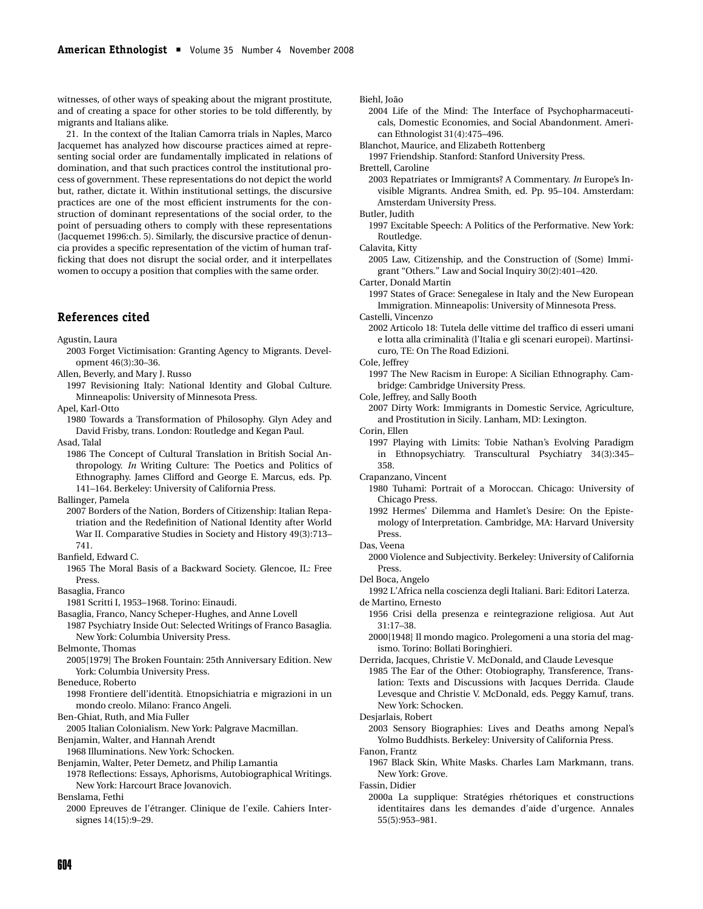witnesses, of other ways of speaking about the migrant prostitute, and of creating a space for other stories to be told differently, by migrants and Italians alike.

21. In the context of the Italian Camorra trials in Naples, Marco Jacquemet has analyzed how discourse practices aimed at representing social order are fundamentally implicated in relations of domination, and that such practices control the institutional process of government. These representations do not depict the world but, rather, dictate it. Within institutional settings, the discursive practices are one of the most efficient instruments for the construction of dominant representations of the social order, to the point of persuading others to comply with these representations (Jacquemet 1996:ch. 5). Similarly, the discursive practice of denuncia provides a specific representation of the victim of human trafficking that does not disrupt the social order, and it interpellates women to occupy a position that complies with the same order.

## References cited

Agustin, Laura
2003 Forget Victimisation: Granting Agency to Migrants. Development 46(3):30–36.

Allen, Beverly, and Mary J. Russo
1997 Revisioning Italy: National Identity and Global Culture. Minneapolis: University of Minnesota Press.

Apel, Karl-Otto
1980 Towards a Transformation of Philosophy. Glyn Adey and David Frisby, trans. London: Routledge and Kegan Paul.

Asad, Talal
1986 The Concept of Cultural Translation in British Social Anthropology. *In* Writing Culture: The Poetics and Politics of Ethnography. James Clifford and George E. Marcus, eds. Pp. 141–164. Berkeley: University of California Press.

Ballinger, Pamela
2007 Borders of the Nation, Borders of Citizenship: Italian Repatriation and the Redefinition of National Identity after World War II. Comparative Studies in Society and History 49(3):713–741.

Banfield, Edward C.
1965 The Moral Basis of a Backward Society. Glencoe, IL: Free Press.

Basaglia, Franco
1981 Scritti I, 1953–1968. Torino: Einaudi.

Basaglia, Franco, Nancy Scheper-Hughes, and Anne Lovell
1987 Psychiatry Inside Out: Selected Writings of Franco Basaglia. New York: Columbia University Press.

Belmonte, Thomas
2005[1979] The Broken Fountain: 25th Anniversary Edition. New York: Columbia University Press.

Beneduce, Roberto
1998 Frontiere dell'identità. Etnopsichiatria e migrazioni in un mondo creolo. Milano: Franco Angeli.

Ben-Ghiat, Ruth, and Mia Fuller
2005 Italian Colonialism. New York: Palgrave Macmillan.

Benjamin, Walter, and Hannah Arendt
1968 Illuminations. New York: Schocken.

Benjamin, Walter, Peter Demetz, and Philip Lamantia
1978 Reflections: Essays, Aphorisms, Autobiographical Writings. New York: Harcourt Brace Jovanovich.

Benslama, Fethi
2000 Epreuves de l'étranger. Clinique de l'exile. Cahiers Intersignes 14(15):9–29.

Biehl, João
2004 Life of the Mind: The Interface of Psychopharmaceuticals, Domestic Economies, and Social Abandonment. American Ethnologist 31(4):475–496.

Blanchot, Maurice, and Elizabeth Rottenberg
1997 Friendship. Stanford: Stanford University Press.

Brettell, Caroline
2003 Repatriates or Immigrants? A Commentary. *In* Europe's Invisible Migrants. Andrea Smith, ed. Pp. 95–104. Amsterdam: Amsterdam University Press.

Butler, Judith
1997 Excitable Speech: A Politics of the Performative. New York: Routledge.

Calavita, Kitty
2005 Law, Citizenship, and the Construction of (Some) Immigrant "Others." Law and Social Inquiry 30(2):401–420.

Carter, Donald Martin
1997 States of Grace: Senegalese in Italy and the New European Immigration. Minneapolis: University of Minnesota Press.

Castelli, Vincenzo
2002 Articolo 18: Tutela delle vittime del traffico di esseri umani e lotta alla criminalità (l'Italia e gli scenari europei). Martinsicuro, TE: On The Road Edizioni.

Cole, Jeffrey
1997 The New Racism in Europe: A Sicilian Ethnography. Cambridge: Cambridge University Press.

Cole, Jeffrey, and Sally Booth
2007 Dirty Work: Immigrants in Domestic Service, Agriculture, and Prostitution in Sicily. Lanham, MD: Lexington.

Corin, Ellen
1997 Playing with Limits: Tobie Nathan's Evolving Paradigm in Ethnopsychiatry. Transcultural Psychiatry 34(3):345–358.

Crapanzano, Vincent
1980 Tuhami: Portrait of a Moroccan. Chicago: University of Chicago Press.
1992 Hermes' Dilemma and Hamlet's Desire: On the Epistemology of Interpretation. Cambridge, MA: Harvard University Press.

Das, Veena
2000 Violence and Subjectivity. Berkeley: University of California Press.

Del Boca, Angelo
1992 L'Africa nella coscienza degli Italiani. Bari: Editori Laterza.

de Martino, Ernesto
1956 Crisi della presenza e reintegrazione religiosa. Aut Aut 31:17–38.
2000[1948] Il mondo magico. Prolegomeni a una storia del magismo. Torino: Bollati Boringhieri.

Derrida, Jacques, Christie V. McDonald, and Claude Levesque
1985 The Ear of the Other: Otobiography, Transference, Translation: Texts and Discussions with Jacques Derrida. Claude Levesque and Christie V. McDonald, eds. Peggy Kamuf, trans. New York: Schocken.

Desjarlais, Robert
2003 Sensory Biographies: Lives and Deaths among Nepal's Yolmo Buddhists. Berkeley: University of California Press.

Fanon, Frantz
1967 Black Skin, White Masks. Charles Lam Markmann, trans. New York: Grove.

Fassin, Didier
2000a La supplique: Stratégies rhétoriques et constructions identitaires dans les demandes d'aide d'urgence. Annales 55(5):953–981.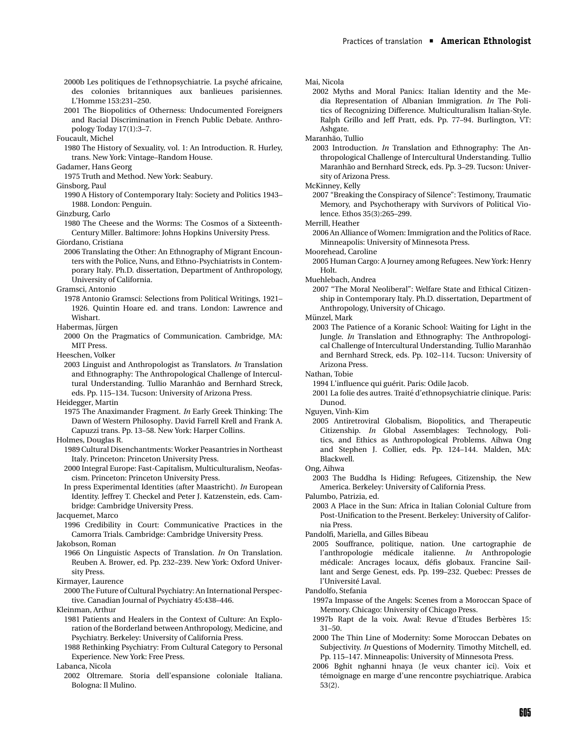2000b Les politiques de l'ethnopsychiatrie. La psyché africaine, des colonies britanniques aux banlieues parisiennes. L'Homme 153:231–250.

2001 The Biopolitics of Otherness: Undocumented Foreigners and Racial Discrimination in French Public Debate. Anthropology Today 17(1):3–7.

Foucault, Michel

1980 The History of Sexuality, vol. 1: An Introduction. R. Hurley, trans. New York: Vintage–Random House.

Gadamer, Hans Georg

1975 Truth and Method. New York: Seabury.

Ginsborg, Paul

1990 A History of Contemporary Italy: Society and Politics 1943–1988. London: Penguin.

Ginzburg, Carlo

1980 The Cheese and the Worms: The Cosmos of a Sixteenth-Century Miller. Baltimore: Johns Hopkins University Press.

Giordano, Cristiana

2006 Translating the Other: An Ethnography of Migrant Encounters with the Police, Nuns, and Ethno-Psychiatrists in Contemporary Italy. Ph.D. dissertation, Department of Anthropology, University of California.

Gramsci, Antonio

1978 Antonio Gramsci: Selections from Political Writings, 1921–1926. Quintin Hoare ed. and trans. London: Lawrence and Wishart.

Habermas, Jürgen

2000 On the Pragmatics of Communication. Cambridge, MA: MIT Press.

Heeschen, Volker

2003 Linguist and Anthropologist as Translators. *In* Translation and Ethnography: The Anthropological Challenge of Intercultural Understanding. Tullio Maranhão and Bernhard Streck, eds. Pp. 115–134. Tucson: University of Arizona Press.

Heidegger, Martin

1975 The Anaximander Fragment. *In* Early Greek Thinking: The Dawn of Western Philosophy. David Farrell Krell and Frank A. Capuzzi trans. Pp. 13–58. New York: Harper Collins.

Holmes, Douglas R.

1989 Cultural Disenchantments: Worker Peasantries in Northeast Italy. Princeton: Princeton University Press.

2000 Integral Europe: Fast-Capitalism, Multiculturalism, Neofascism. Princeton: Princeton University Press.

In press Experimental Identities (after Maastricht). *In* European Identity. Jeffrey T. Checkel and Peter J. Katzenstein, eds. Cambridge: Cambridge University Press.

Jacquemet, Marco

1996 Credibility in Court: Communicative Practices in the Camorra Trials. Cambridge: Cambridge University Press.

Jakobson, Roman

1966 On Linguistic Aspects of Translation. *In* On Translation. Reuben A. Brower, ed. Pp. 232–239. New York: Oxford University Press.

Kirmayer, Laurence

2000 The Future of Cultural Psychiatry: An International Perspective. Canadian Journal of Psychiatry 45:438–446.

Kleinman, Arthur

1981 Patients and Healers in the Context of Culture: An Exploration of the Borderland between Anthropology, Medicine, and Psychiatry. Berkeley: University of California Press.

1988 Rethinking Psychiatry: From Cultural Category to Personal Experience. New York: Free Press.

Labanca, Nicola

2002 Oltremare. Storia dell'espansione coloniale Italiana. Bologna: Il Mulino.

Mai, Nicola

2002 Myths and Moral Panics: Italian Identity and the Media Representation of Albanian Immigration. *In* The Politics of Recognizing Difference. Multiculturalism Italian-Style. Ralph Grillo and Jeff Pratt, eds. Pp. 77–94. Burlington, VT: Ashgate.

Maranhão, Tullio

2003 Introduction. *In* Translation and Ethnography: The Anthropological Challenge of Intercultural Understanding. Tullio Maranhão and Bernhard Streck, eds. Pp. 3–29. Tucson: University of Arizona Press.

McKinney, Kelly

2007 "Breaking the Conspiracy of Silence": Testimony, Traumatic Memory, and Psychotherapy with Survivors of Political Violence. Ethos 35(3):265–299.

Merrill, Heather

2006 An Alliance of Women: Immigration and the Politics of Race. Minneapolis: University of Minnesota Press.

Moorehead, Caroline

2005 Human Cargo: A Journey among Refugees. New York: Henry Holt.

Muehlebach, Andrea

2007 "The Moral Neoliberal": Welfare State and Ethical Citizenship in Contemporary Italy. Ph.D. dissertation, Department of Anthropology, University of Chicago.

Münzel, Mark

2003 The Patience of a Koranic School: Waiting for Light in the Jungle. *In* Translation and Ethnography: The Anthropological Challenge of Intercultural Understanding. Tullio Maranhão and Bernhard Streck, eds. Pp. 102–114. Tucson: University of Arizona Press.

Nathan, Tobie

1994 L'influence qui guérit. Paris: Odile Jacob.

2001 La folie des autres. Traité d'ethnopsychiatrie clinique. Paris: Dunod.

Nguyen, Vinh-Kim

2005 Antiretroviral Globalism, Biopolitics, and Therapeutic Citizenship. *In* Global Assemblages: Technology, Politics, and Ethics as Anthropological Problems. Aihwa Ong and Stephen J. Collier, eds. Pp. 124–144. Malden, MA: Blackwell.

Ong, Aihwa

2003 The Buddha Is Hiding: Refugees, Citizenship, the New America. Berkeley: University of California Press.

Palumbo, Patrizia, ed.

2003 A Place in the Sun: Africa in Italian Colonial Culture from Post-Unification to the Present. Berkeley: University of California Press.

Pandolfi, Mariella, and Gilles Bibeau

2005 Souffrance, politique, nation. Une cartographie de l'anthropologie médicale italienne. *In* Anthropologie médicale: Ancrages locaux, défis globaux. Francine Saillant and Serge Genest, eds. Pp. 199–232. Quebec: Presses de l'Université Laval.

Pandolfo, Stefania

1997a Impasse of the Angels: Scenes from a Moroccan Space of Memory. Chicago: University of Chicago Press.

1997b Rapt de la voix. Awal: Revue d'Etudes Berbères 15: 31–50.

2000 The Thin Line of Modernity: Some Moroccan Debates on Subjectivity. *In* Questions of Modernity. Timothy Mitchell, ed. Pp. 115–147. Minneapolis: University of Minnesota Press.

2006 Bghit nghanni hnaya (Je veux chanter ici). Voix et témoignage en marge d'une rencontre psychiatrique. Arabica 53(2).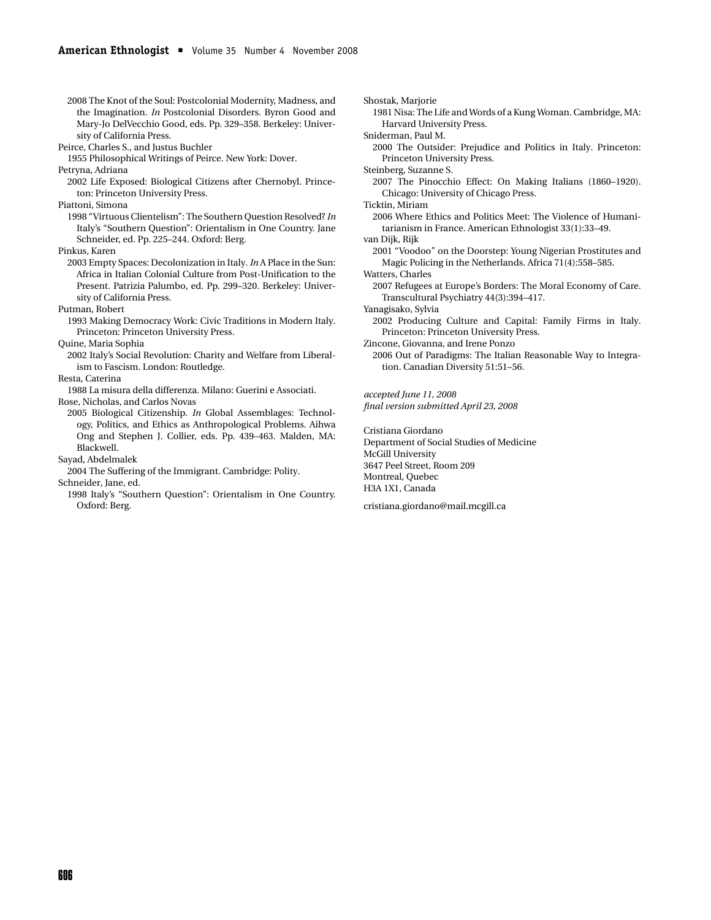2008 The Knot of the Soul: Postcolonial Modernity, Madness, and the Imagination. *In* Postcolonial Disorders. Byron Good and Mary-Jo DelVecchio Good, eds. Pp. 329–358. Berkeley: University of California Press.

Peirce, Charles S., and Justus Buchler
1955 Philosophical Writings of Peirce. New York: Dover.

Petryna, Adriana
2002 Life Exposed: Biological Citizens after Chernobyl. Princeton: Princeton University Press.

Piattoni, Simona
1998 "Virtuous Clientelism": The Southern Question Resolved? *In* Italy's "Southern Question": Orientalism in One Country. Jane Schneider, ed. Pp. 225–244. Oxford: Berg.

Pinkus, Karen
2003 Empty Spaces: Decolonization in Italy. *In* A Place in the Sun: Africa in Italian Colonial Culture from Post-Unification to the Present. Patrizia Palumbo, ed. Pp. 299–320. Berkeley: University of California Press.

Putman, Robert
1993 Making Democracy Work: Civic Traditions in Modern Italy. Princeton: Princeton University Press.

Quine, Maria Sophia
2002 Italy's Social Revolution: Charity and Welfare from Liberalism to Fascism. London: Routledge.

Resta, Caterina
1988 La misura della differenza. Milano: Guerini e Associati.

Rose, Nicholas, and Carlos Novas
2005 Biological Citizenship. *In* Global Assemblages: Technology, Politics, and Ethics as Anthropological Problems. Aihwa Ong and Stephen J. Collier, eds. Pp. 439–463. Malden, MA: Blackwell.

Sayad, Abdelmalek
2004 The Suffering of the Immigrant. Cambridge: Polity.

Schneider, Jane, ed.
1998 Italy's "Southern Question": Orientalism in One Country. Oxford: Berg.

Shostak, Marjorie
1981 Nisa: The Life and Words of a Kung Woman. Cambridge, MA: Harvard University Press.

Sniderman, Paul M.
2000 The Outsider: Prejudice and Politics in Italy. Princeton: Princeton University Press.

Steinberg, Suzanne S.
2007 The Pinocchio Effect: On Making Italians (1860–1920). Chicago: University of Chicago Press.

Ticktin, Miriam
2006 Where Ethics and Politics Meet: The Violence of Humanitarianism in France. American Ethnologist 33(1):33–49.

van Dijk, Rijk
2001 "Voodoo" on the Doorstep: Young Nigerian Prostitutes and Magic Policing in the Netherlands. Africa 71(4):558–585.

Watters, Charles
2007 Refugees at Europe's Borders: The Moral Economy of Care. Transcultural Psychiatry 44(3):394–417.

Yanagisako, Sylvia
2002 Producing Culture and Capital: Family Firms in Italy. Princeton: Princeton University Press.

Zincone, Giovanna, and Irene Ponzo
2006 Out of Paradigms: The Italian Reasonable Way to Integration. Canadian Diversity 51:51–56.

*accepted June 11, 2008*
*final version submitted April 23, 2008*

Cristiana Giordano
Department of Social Studies of Medicine
McGill University
3647 Peel Street, Room 209
Montreal, Quebec
H3A 1X1, Canada

cristiana.giordano@mail.mcgill.ca